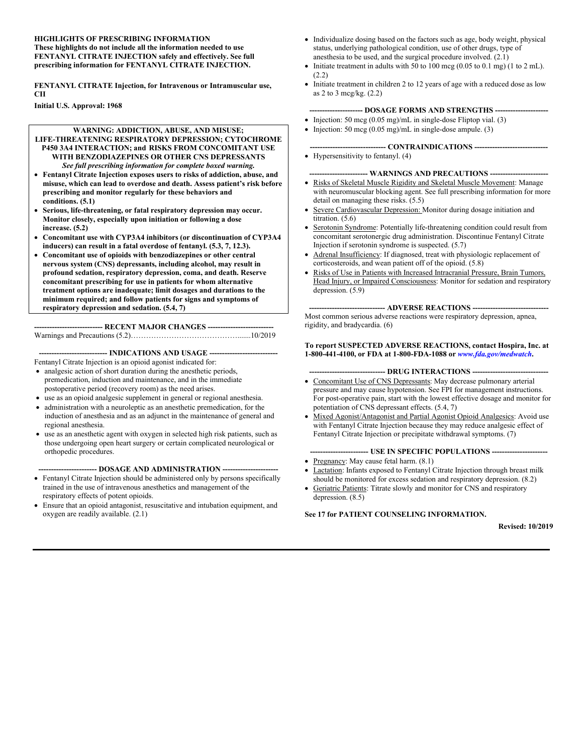**HIGHLIGHTS OF PRESCRIBING INFORMATION**
**These highlights do not include all the information needed to use FENTANYL CITRATE INJECTION safely and effectively. See full prescribing information for FENTANYL CITRATE INJECTION.**

**FENTANYL CITRATE Injection, for Intravenous or Intramuscular use, CII**

**Initial U.S. Approval: 1968**

**WARNING: ADDICTION, ABUSE, AND MISUSE; LIFE-THREATENING RESPIRATORY DEPRESSION; CYTOCHROME P450 3A4 INTERACTION; and RISKS FROM CONCOMITANT USE WITH BENZODIAZEPINES OR OTHER CNS DEPRESSANTS**

***See full prescribing information for complete boxed warning.***

- **Fentanyl Citrate Injection exposes users to risks of addiction, abuse, and misuse, which can lead to overdose and death. Assess patient's risk before prescribing and monitor regularly for these behaviors and conditions. (5.1)**
- **Serious, life-threatening, or fatal respiratory depression may occur. Monitor closely, especially upon initiation or following a dose increase. (5.2)**
- **Concomitant use with CYP3A4 inhibitors (or discontinuation of CYP3A4 inducers) can result in a fatal overdose of fentanyl. (5.3, 7, 12.3).**
- **Concomitant use of opioids with benzodiazepines or other central nervous system (CNS) depressants, including alcohol, may result in profound sedation, respiratory depression, coma, and death. Reserve concomitant prescribing for use in patients for whom alternative treatment options are inadequate; limit dosages and durations to the minimum required; and follow patients for signs and symptoms of respiratory depression and sedation. (5.4, 7)**

**--------------------------- RECENT MAJOR CHANGES ---------------------------**

Warnings and Precautions (5.2)……………………………………......10/2019

**--------------------------- INDICATIONS AND USAGE ---------------------------**

Fentanyl Citrate Injection is an opioid agonist indicated for:

- analgesic action of short duration during the anesthetic periods, premedication, induction and maintenance, and in the immediate postoperative period (recovery room) as the need arises.
- use as an opioid analgesic supplement in general or regional anesthesia.
- administration with a neuroleptic as an anesthetic premedication, for the induction of anesthesia and as an adjunct in the maintenance of general and regional anesthesia.
- use as an anesthetic agent with oxygen in selected high risk patients, such as those undergoing open heart surgery or certain complicated neurological or orthopedic procedures.

**----------------------- DOSAGE AND ADMINISTRATION ----------------------**

- Fentanyl Citrate Injection should be administered only by persons specifically trained in the use of intravenous anesthetics and management of the respiratory effects of potent opioids.
- Ensure that an opioid antagonist, resuscitative and intubation equipment, and oxygen are readily available. (2.1)
- Individualize dosing based on the factors such as age, body weight, physical status, underlying pathological condition, use of other drugs, type of anesthesia to be used, and the surgical procedure involved. (2.1)
- Initiate treatment in adults with 50 to 100 mcg (0.05 to 0.1 mg) (1 to 2 mL). (2.2)
- Initiate treatment in children 2 to 12 years of age with a reduced dose as low as 2 to 3 mcg/kg. (2.2)

**--------------------- DOSAGE FORMS AND STRENGTHS ---------------------**

- Injection: 50 mcg (0.05 mg)/mL in single-dose Fliptop vial. (3)
- Injection: 50 mcg (0.05 mg)/mL in single-dose ampule. (3)

**------------------------------ CONTRAINDICATIONS -----------------------------**

- Hypersensitivity to fentanyl. (4)

**----------------------- WARNINGS AND PRECAUTIONS -----------------------**

- Risks of Skeletal Muscle Rigidity and Skeletal Muscle Movement: Manage with neuromuscular blocking agent. See full prescribing information for more detail on managing these risks. (5.5)
- Severe Cardiovascular Depression: Monitor during dosage initiation and titration. (5.6)
- Serotonin Syndrome: Potentially life-threatening condition could result from concomitant serotonergic drug administration. Discontinue Fentanyl Citrate Injection if serotonin syndrome is suspected. (5.7)
- Adrenal Insufficiency: If diagnosed, treat with physiologic replacement of corticosteroids, and wean patient off of the opioid. (5.8)
- Risks of Use in Patients with Increased Intracranial Pressure, Brain Tumors, Head Injury, or Impaired Consciousness: Monitor for sedation and respiratory depression. (5.9)

**------------------------------ ADVERSE REACTIONS ------------------------------**

Most common serious adverse reactions were respiratory depression, apnea, rigidity, and bradycardia. (6)

**To report SUSPECTED ADVERSE REACTIONS, contact Hospira, Inc. at 1-800-441-4100, or FDA at 1-800-FDA-1088 or *www.fda.gov/medwatch*.**

**------------------------------ DRUG INTERACTIONS ------------------------------**

- Concomitant Use of CNS Depressants: May decrease pulmonary arterial pressure and may cause hypotension. See FPI for management instructions. For post-operative pain, start with the lowest effective dosage and monitor for potentiation of CNS depressant effects. (5.4, 7)
- Mixed Agonist/Antagonist and Partial Agonist Opioid Analgesics: Avoid use with Fentanyl Citrate Injection because they may reduce analgesic effect of Fentanyl Citrate Injection or precipitate withdrawal symptoms. (7)

**----------------------- USE IN SPECIFIC POPULATIONS ----------------------**

- Pregnancy: May cause fetal harm. (8.1)
- Lactation: Infants exposed to Fentanyl Citrate Injection through breast milk should be monitored for excess sedation and respiratory depression. (8.2)
- Geriatric Patients: Titrate slowly and monitor for CNS and respiratory depression. (8.5)

**See 17 for PATIENT COUNSELING INFORMATION.**

**Revised: 10/2019**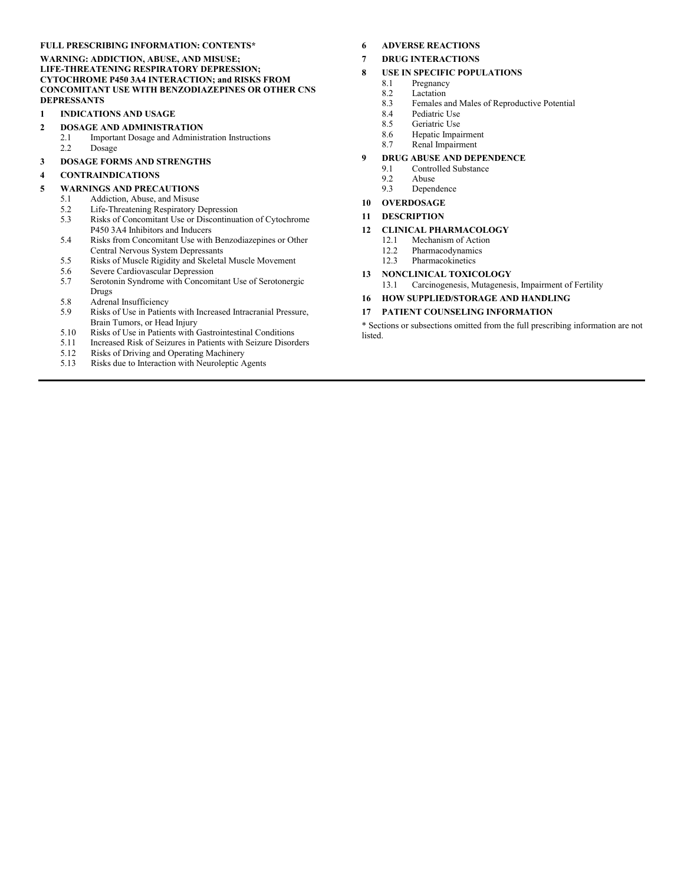**FULL PRESCRIBING INFORMATION: CONTENTS***

**WARNING: ADDICTION, ABUSE, AND MISUSE; LIFE-THREATENING RESPIRATORY DEPRESSION; CYTOCHROME P450 3A4 INTERACTION; and RISKS FROM CONCOMITANT USE WITH BENZODIAZEPINES OR OTHER CNS DEPRESSANTS**

**1 INDICATIONS AND USAGE**

**2 DOSAGE AND ADMINISTRATION**
- 2.1 Important Dosage and Administration Instructions
- 2.2 Dosage

**3 DOSAGE FORMS AND STRENGTHS**

**4 CONTRAINDICATIONS**

**5 WARNINGS AND PRECAUTIONS**
- 5.1 Addiction, Abuse, and Misuse
- 5.2 Life-Threatening Respiratory Depression
- 5.3 Risks of Concomitant Use or Discontinuation of Cytochrome P450 3A4 Inhibitors and Inducers
- 5.4 Risks from Concomitant Use with Benzodiazepines or Other Central Nervous System Depressants
- 5.5 Risks of Muscle Rigidity and Skeletal Muscle Movement
- 5.6 Severe Cardiovascular Depression
- 5.7 Serotonin Syndrome with Concomitant Use of Serotonergic Drugs
- 5.8 Adrenal Insufficiency
- 5.9 Risks of Use in Patients with Increased Intracranial Pressure, Brain Tumors, or Head Injury
- 5.10 Risks of Use in Patients with Gastrointestinal Conditions
- 5.11 Increased Risk of Seizures in Patients with Seizure Disorders
- 5.12 Risks of Driving and Operating Machinery
- 5.13 Risks due to Interaction with Neuroleptic Agents

**6 ADVERSE REACTIONS**

**7 DRUG INTERACTIONS**

**8 USE IN SPECIFIC POPULATIONS**
- 8.1 Pregnancy
- 8.2 Lactation
- 8.3 Females and Males of Reproductive Potential
- 8.4 Pediatric Use
- 8.5 Geriatric Use
- 8.6 Hepatic Impairment
- 8.7 Renal Impairment

**9 DRUG ABUSE AND DEPENDENCE**
- 9.1 Controlled Substance
- 9.2 Abuse
- 9.3 Dependence

**10 OVERDOSAGE**

**11 DESCRIPTION**

**12 CLINICAL PHARMACOLOGY**
- 12.1 Mechanism of Action
- 12.2 Pharmacodynamics
- 12.3 Pharmacokinetics

**13 NONCLINICAL TOXICOLOGY**
- 13.1 Carcinogenesis, Mutagenesis, Impairment of Fertility

**16 HOW SUPPLIED/STORAGE AND HANDLING**

**17 PATIENT COUNSELING INFORMATION**

* Sections or subsections omitted from the full prescribing information are not listed.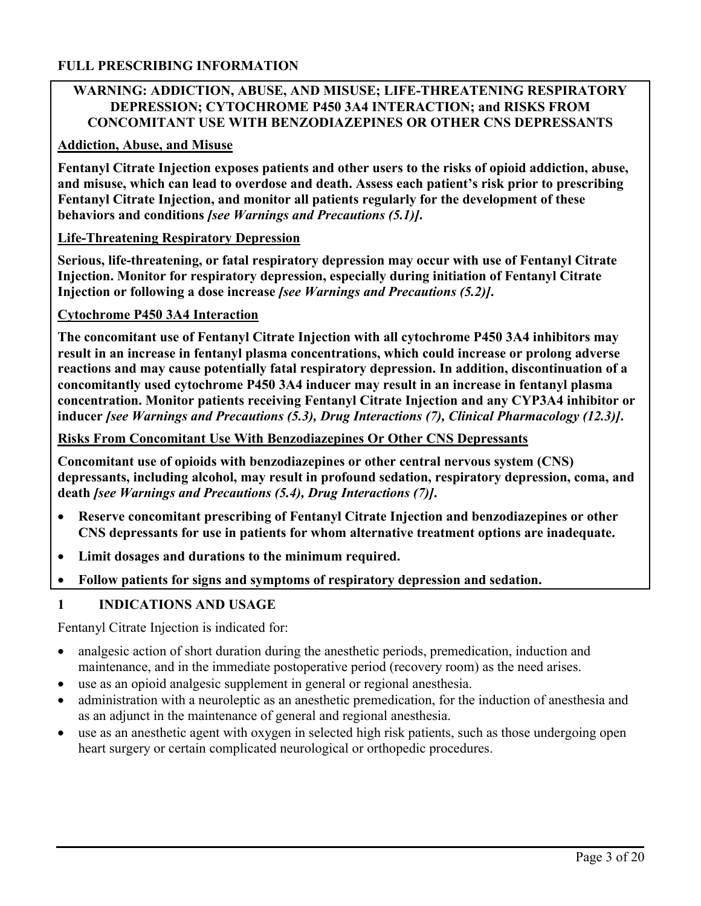# FULL PRESCRIBING INFORMATION

**WARNING: ADDICTION, ABUSE, AND MISUSE; LIFE-THREATENING RESPIRATORY DEPRESSION; CYTOCHROME P450 3A4 INTERACTION; and RISKS FROM CONCOMITANT USE WITH BENZODIAZEPINES OR OTHER CNS DEPRESSANTS**

**Addiction, Abuse, and Misuse**

**Fentanyl Citrate Injection exposes patients and other users to the risks of opioid addiction, abuse, and misuse, which can lead to overdose and death. Assess each patient's risk prior to prescribing Fentanyl Citrate Injection, and monitor all patients regularly for the development of these behaviors and conditions *[see Warnings and Precautions (5.1)]*.**

**Life-Threatening Respiratory Depression**

**Serious, life-threatening, or fatal respiratory depression may occur with use of Fentanyl Citrate Injection. Monitor for respiratory depression, especially during initiation of Fentanyl Citrate Injection or following a dose increase *[see Warnings and Precautions (5.2)]*.**

**Cytochrome P450 3A4 Interaction**

**The concomitant use of Fentanyl Citrate Injection with all cytochrome P450 3A4 inhibitors may result in an increase in fentanyl plasma concentrations, which could increase or prolong adverse reactions and may cause potentially fatal respiratory depression. In addition, discontinuation of a concomitantly used cytochrome P450 3A4 inducer may result in an increase in fentanyl plasma concentration. Monitor patients receiving Fentanyl Citrate Injection and any CYP3A4 inhibitor or inducer *[see Warnings and Precautions (5.3), Drug Interactions (7), Clinical Pharmacology (12.3)]*.**

**Risks From Concomitant Use With Benzodiazepines Or Other CNS Depressants**

**Concomitant use of opioids with benzodiazepines or other central nervous system (CNS) depressants, including alcohol, may result in profound sedation, respiratory depression, coma, and death *[see Warnings and Precautions (5.4), Drug Interactions (7)]*.**

- **Reserve concomitant prescribing of Fentanyl Citrate Injection and benzodiazepines or other CNS depressants for use in patients for whom alternative treatment options are inadequate.**
- **Limit dosages and durations to the minimum required.**
- **Follow patients for signs and symptoms of respiratory depression and sedation.**

## 1 INDICATIONS AND USAGE

Fentanyl Citrate Injection is indicated for:

- analgesic action of short duration during the anesthetic periods, premedication, induction and maintenance, and in the immediate postoperative period (recovery room) as the need arises.
- use as an opioid analgesic supplement in general or regional anesthesia.
- administration with a neuroleptic as an anesthetic premedication, for the induction of anesthesia and as an adjunct in the maintenance of general and regional anesthesia.
- use as an anesthetic agent with oxygen in selected high risk patients, such as those undergoing open heart surgery or certain complicated neurological or orthopedic procedures.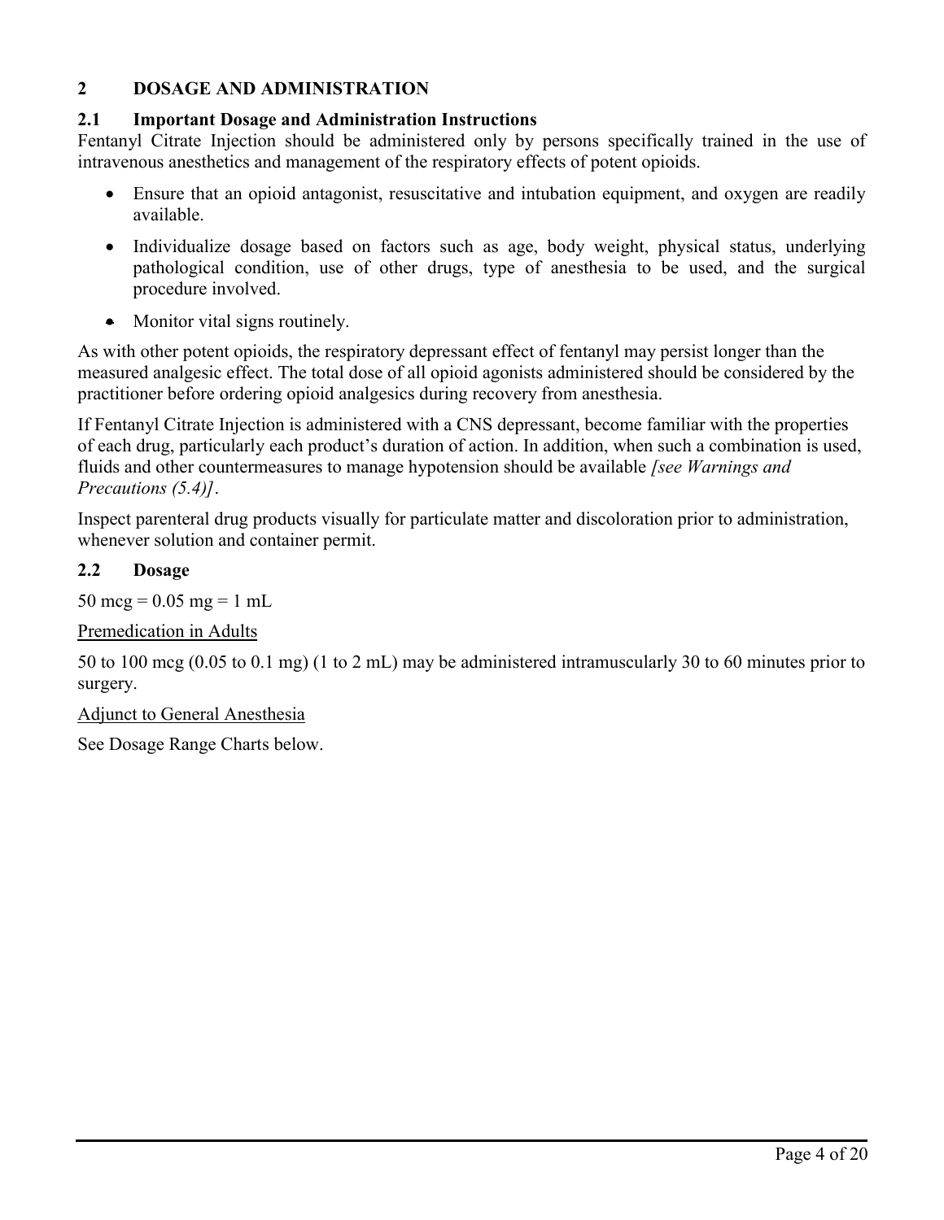## 2 DOSAGE AND ADMINISTRATION

### 2.1 Important Dosage and Administration Instructions

Fentanyl Citrate Injection should be administered only by persons specifically trained in the use of intravenous anesthetics and management of the respiratory effects of potent opioids.

- Ensure that an opioid antagonist, resuscitative and intubation equipment, and oxygen are readily available.
- Individualize dosage based on factors such as age, body weight, physical status, underlying pathological condition, use of other drugs, type of anesthesia to be used, and the surgical procedure involved.
- Monitor vital signs routinely.

As with other potent opioids, the respiratory depressant effect of fentanyl may persist longer than the measured analgesic effect. The total dose of all opioid agonists administered should be considered by the practitioner before ordering opioid analgesics during recovery from anesthesia.

If Fentanyl Citrate Injection is administered with a CNS depressant, become familiar with the properties of each drug, particularly each product's duration of action. In addition, when such a combination is used, fluids and other countermeasures to manage hypotension should be available *[see Warnings and Precautions (5.4)]*.

Inspect parenteral drug products visually for particulate matter and discoloration prior to administration, whenever solution and container permit.

### 2.2 Dosage

50 mcg = 0.05 mg = 1 mL

<u>Premedication in Adults</u>

50 to 100 mcg (0.05 to 0.1 mg) (1 to 2 mL) may be administered intramuscularly 30 to 60 minutes prior to surgery.

<u>Adjunct to General Anesthesia</u>

See Dosage Range Charts below.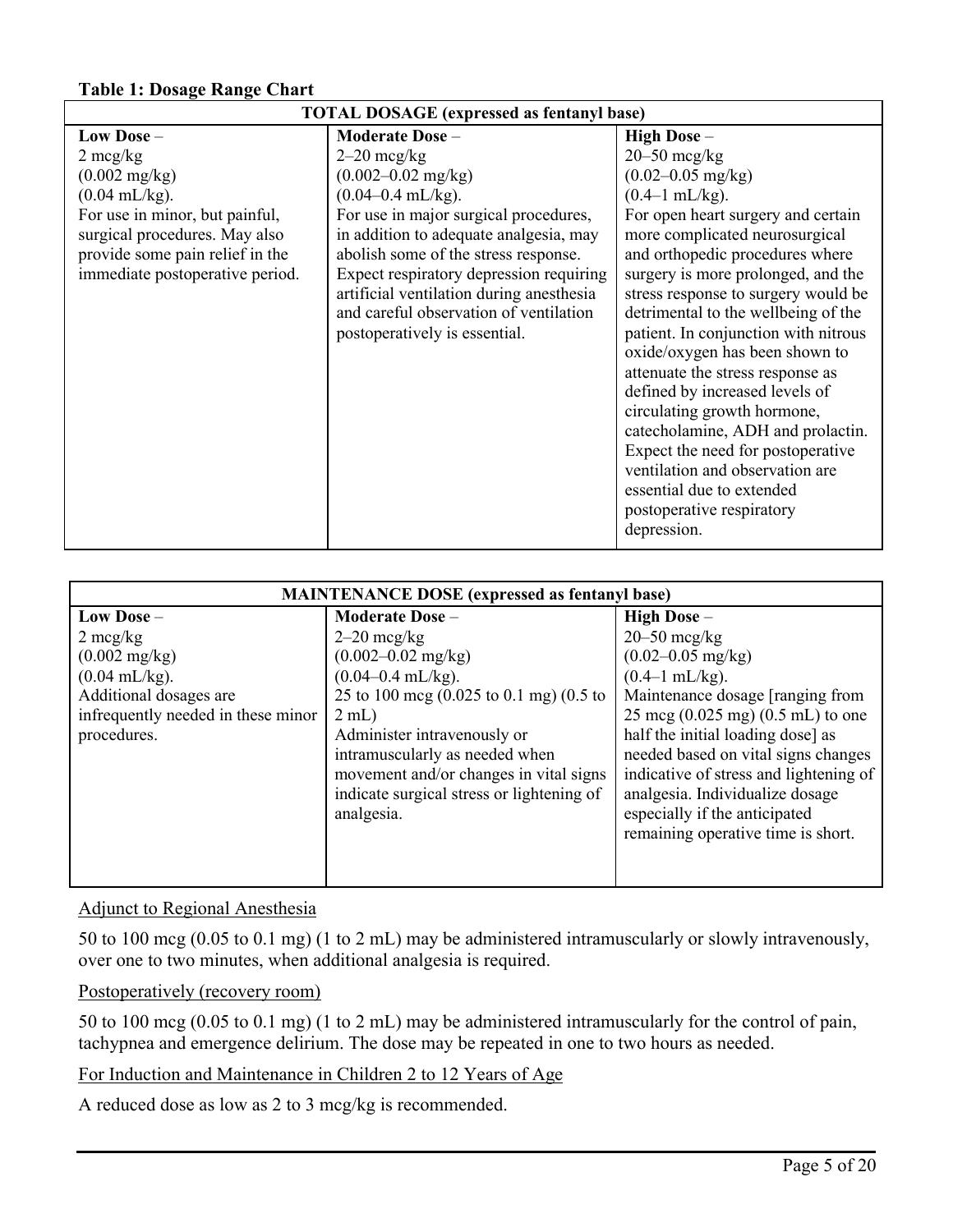**Table 1: Dosage Range Chart**

| TOTAL DOSAGE (expressed as fentanyl base) | | |
|---|---|---|
| **Low Dose** – 2 mcg/kg (0.002 mg/kg) (0.04 mL/kg). For use in minor, but painful, surgical procedures. May also provide some pain relief in the immediate postoperative period. | **Moderate Dose** – 2–20 mcg/kg (0.002–0.02 mg/kg) (0.04–0.4 mL/kg). For use in major surgical procedures, in addition to adequate analgesia, may abolish some of the stress response. Expect respiratory depression requiring artificial ventilation during anesthesia and careful observation of ventilation postoperatively is essential. | **High Dose** – 20–50 mcg/kg (0.02–0.05 mg/kg) (0.4–1 mL/kg). For open heart surgery and certain more complicated neurosurgical and orthopedic procedures where surgery is more prolonged, and the stress response to surgery would be detrimental to the wellbeing of the patient. In conjunction with nitrous oxide/oxygen has been shown to attenuate the stress response as defined by increased levels of circulating growth hormone, catecholamine, ADH and prolactin. Expect the need for postoperative ventilation and observation are essential due to extended postoperative respiratory depression. |

| MAINTENANCE DOSE (expressed as fentanyl base) | | |
|---|---|---|
| **Low Dose** – 2 mcg/kg (0.002 mg/kg) (0.04 mL/kg). Additional dosages are infrequently needed in these minor procedures. | **Moderate Dose** – 2–20 mcg/kg (0.002–0.02 mg/kg) (0.04–0.4 mL/kg). 25 to 100 mcg (0.025 to 0.1 mg) (0.5 to 2 mL) Administer intravenously or intramuscularly as needed when movement and/or changes in vital signs indicate surgical stress or lightening of analgesia. | **High Dose** – 20–50 mcg/kg (0.02–0.05 mg/kg) (0.4–1 mL/kg). Maintenance dosage [ranging from 25 mcg (0.025 mg) (0.5 mL) to one half the initial loading dose] as needed based on vital signs changes indicative of stress and lightening of analgesia. Individualize dosage especially if the anticipated remaining operative time is short. |

Adjunct to Regional Anesthesia

50 to 100 mcg (0.05 to 0.1 mg) (1 to 2 mL) may be administered intramuscularly or slowly intravenously, over one to two minutes, when additional analgesia is required.

Postoperatively (recovery room)

50 to 100 mcg (0.05 to 0.1 mg) (1 to 2 mL) may be administered intramuscularly for the control of pain, tachypnea and emergence delirium. The dose may be repeated in one to two hours as needed.

For Induction and Maintenance in Children 2 to 12 Years of Age

A reduced dose as low as 2 to 3 mcg/kg is recommended.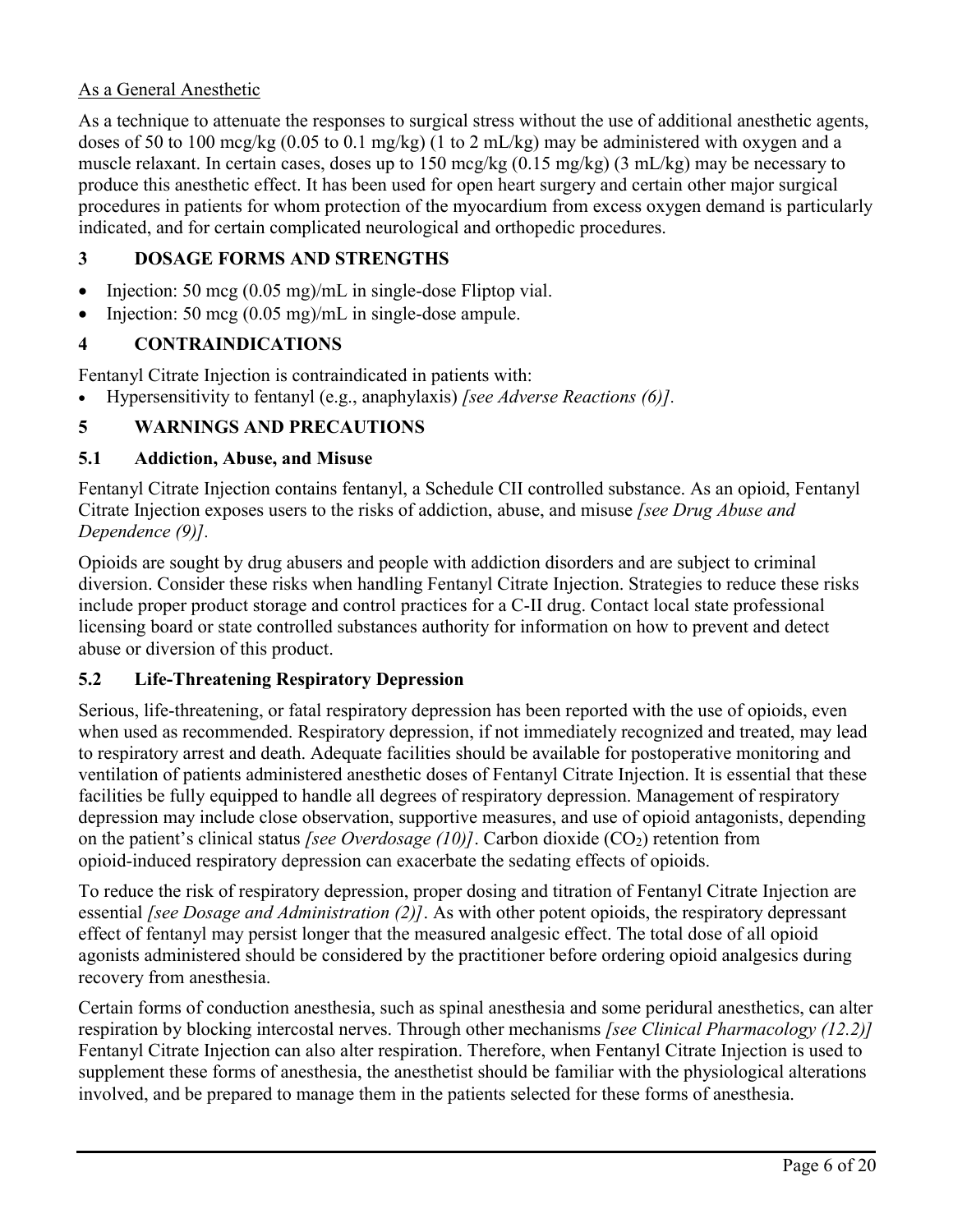As a General Anesthetic

As a technique to attenuate the responses to surgical stress without the use of additional anesthetic agents, doses of 50 to 100 mcg/kg (0.05 to 0.1 mg/kg) (1 to 2 mL/kg) may be administered with oxygen and a muscle relaxant. In certain cases, doses up to 150 mcg/kg (0.15 mg/kg) (3 mL/kg) may be necessary to produce this anesthetic effect. It has been used for open heart surgery and certain other major surgical procedures in patients for whom protection of the myocardium from excess oxygen demand is particularly indicated, and for certain complicated neurological and orthopedic procedures.

## 3 DOSAGE FORMS AND STRENGTHS

- Injection: 50 mcg (0.05 mg)/mL in single-dose Fliptop vial.
- Injection: 50 mcg (0.05 mg)/mL in single-dose ampule.

## 4 CONTRAINDICATIONS

Fentanyl Citrate Injection is contraindicated in patients with:

- Hypersensitivity to fentanyl (e.g., anaphylaxis) *[see Adverse Reactions (6)].*

## 5 WARNINGS AND PRECAUTIONS

### 5.1 Addiction, Abuse, and Misuse

Fentanyl Citrate Injection contains fentanyl, a Schedule CII controlled substance. As an opioid, Fentanyl Citrate Injection exposes users to the risks of addiction, abuse, and misuse *[see Drug Abuse and Dependence (9)].*

Opioids are sought by drug abusers and people with addiction disorders and are subject to criminal diversion. Consider these risks when handling Fentanyl Citrate Injection. Strategies to reduce these risks include proper product storage and control practices for a C-II drug. Contact local state professional licensing board or state controlled substances authority for information on how to prevent and detect abuse or diversion of this product.

### 5.2 Life-Threatening Respiratory Depression

Serious, life-threatening, or fatal respiratory depression has been reported with the use of opioids, even when used as recommended. Respiratory depression, if not immediately recognized and treated, may lead to respiratory arrest and death. Adequate facilities should be available for postoperative monitoring and ventilation of patients administered anesthetic doses of Fentanyl Citrate Injection. It is essential that these facilities be fully equipped to handle all degrees of respiratory depression. Management of respiratory depression may include close observation, supportive measures, and use of opioid antagonists, depending on the patient's clinical status *[see Overdosage (10)]*. Carbon dioxide ($CO_2$) retention from opioid-induced respiratory depression can exacerbate the sedating effects of opioids.

To reduce the risk of respiratory depression, proper dosing and titration of Fentanyl Citrate Injection are essential *[see Dosage and Administration (2)]*. As with other potent opioids, the respiratory depressant effect of fentanyl may persist longer that the measured analgesic effect. The total dose of all opioid agonists administered should be considered by the practitioner before ordering opioid analgesics during recovery from anesthesia.

Certain forms of conduction anesthesia, such as spinal anesthesia and some peridural anesthetics, can alter respiration by blocking intercostal nerves. Through other mechanisms *[see Clinical Pharmacology (12.2)]* Fentanyl Citrate Injection can also alter respiration. Therefore, when Fentanyl Citrate Injection is used to supplement these forms of anesthesia, the anesthetist should be familiar with the physiological alterations involved, and be prepared to manage them in the patients selected for these forms of anesthesia.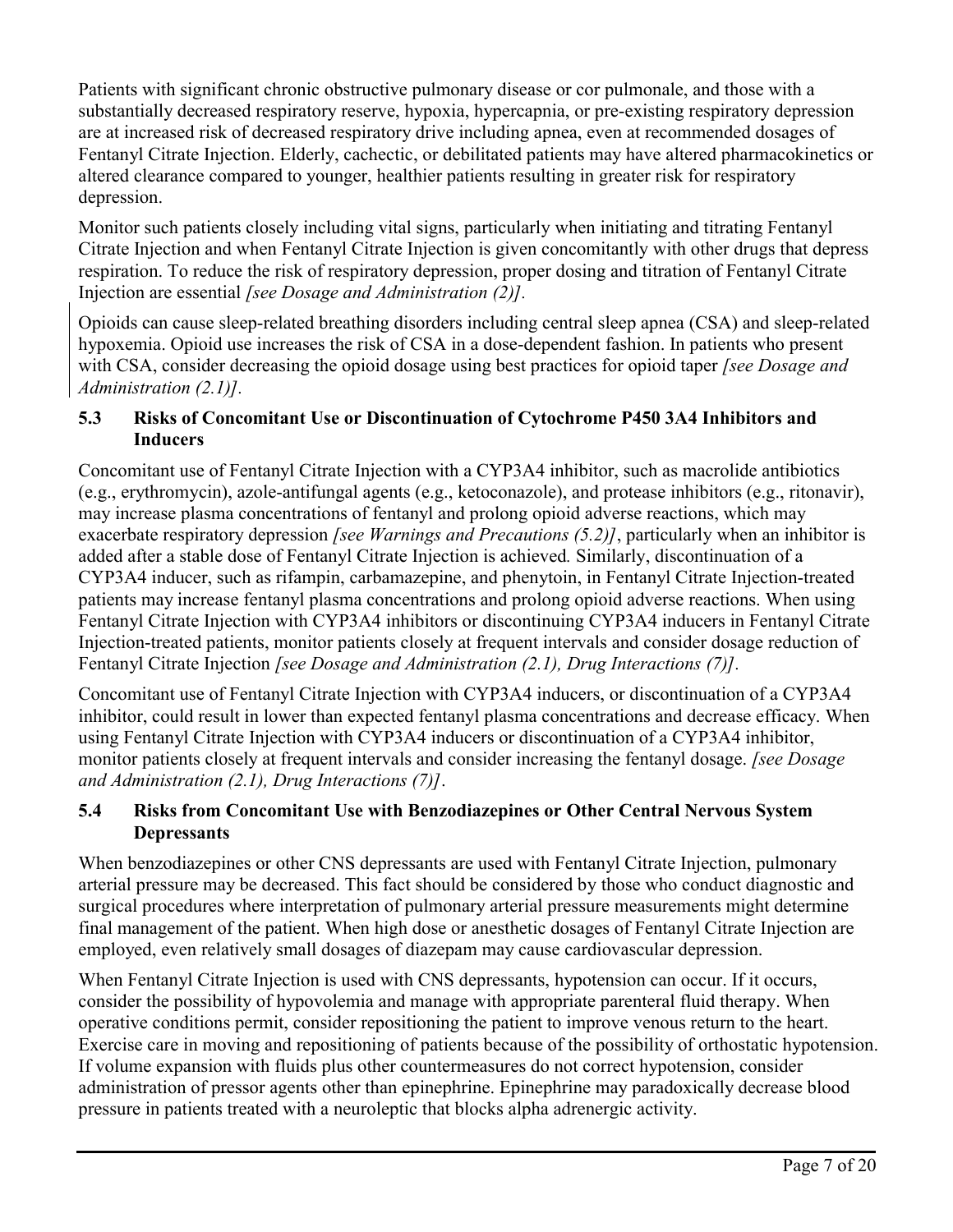Patients with significant chronic obstructive pulmonary disease or cor pulmonale, and those with a substantially decreased respiratory reserve, hypoxia, hypercapnia, or pre-existing respiratory depression are at increased risk of decreased respiratory drive including apnea, even at recommended dosages of Fentanyl Citrate Injection. Elderly, cachectic, or debilitated patients may have altered pharmacokinetics or altered clearance compared to younger, healthier patients resulting in greater risk for respiratory depression.

Monitor such patients closely including vital signs, particularly when initiating and titrating Fentanyl Citrate Injection and when Fentanyl Citrate Injection is given concomitantly with other drugs that depress respiration. To reduce the risk of respiratory depression, proper dosing and titration of Fentanyl Citrate Injection are essential *[see Dosage and Administration (2)]*.

Opioids can cause sleep-related breathing disorders including central sleep apnea (CSA) and sleep-related hypoxemia. Opioid use increases the risk of CSA in a dose-dependent fashion. In patients who present with CSA, consider decreasing the opioid dosage using best practices for opioid taper *[see Dosage and Administration (2.1)]*.

### 5.3 Risks of Concomitant Use or Discontinuation of Cytochrome P450 3A4 Inhibitors and Inducers

Concomitant use of Fentanyl Citrate Injection with a CYP3A4 inhibitor, such as macrolide antibiotics (e.g., erythromycin), azole-antifungal agents (e.g., ketoconazole), and protease inhibitors (e.g., ritonavir), may increase plasma concentrations of fentanyl and prolong opioid adverse reactions, which may exacerbate respiratory depression *[see Warnings and Precautions (5.2)]*, particularly when an inhibitor is added after a stable dose of Fentanyl Citrate Injection is achieved. Similarly, discontinuation of a CYP3A4 inducer, such as rifampin, carbamazepine, and phenytoin, in Fentanyl Citrate Injection-treated patients may increase fentanyl plasma concentrations and prolong opioid adverse reactions. When using Fentanyl Citrate Injection with CYP3A4 inhibitors or discontinuing CYP3A4 inducers in Fentanyl Citrate Injection-treated patients, monitor patients closely at frequent intervals and consider dosage reduction of Fentanyl Citrate Injection *[see Dosage and Administration (2.1), Drug Interactions (7)]*.

Concomitant use of Fentanyl Citrate Injection with CYP3A4 inducers, or discontinuation of a CYP3A4 inhibitor, could result in lower than expected fentanyl plasma concentrations and decrease efficacy. When using Fentanyl Citrate Injection with CYP3A4 inducers or discontinuation of a CYP3A4 inhibitor, monitor patients closely at frequent intervals and consider increasing the fentanyl dosage. *[see Dosage and Administration (2.1), Drug Interactions (7)]*.

### 5.4 Risks from Concomitant Use with Benzodiazepines or Other Central Nervous System Depressants

When benzodiazepines or other CNS depressants are used with Fentanyl Citrate Injection, pulmonary arterial pressure may be decreased. This fact should be considered by those who conduct diagnostic and surgical procedures where interpretation of pulmonary arterial pressure measurements might determine final management of the patient. When high dose or anesthetic dosages of Fentanyl Citrate Injection are employed, even relatively small dosages of diazepam may cause cardiovascular depression.

When Fentanyl Citrate Injection is used with CNS depressants, hypotension can occur. If it occurs, consider the possibility of hypovolemia and manage with appropriate parenteral fluid therapy. When operative conditions permit, consider repositioning the patient to improve venous return to the heart. Exercise care in moving and repositioning of patients because of the possibility of orthostatic hypotension. If volume expansion with fluids plus other countermeasures do not correct hypotension, consider administration of pressor agents other than epinephrine. Epinephrine may paradoxically decrease blood pressure in patients treated with a neuroleptic that blocks alpha adrenergic activity.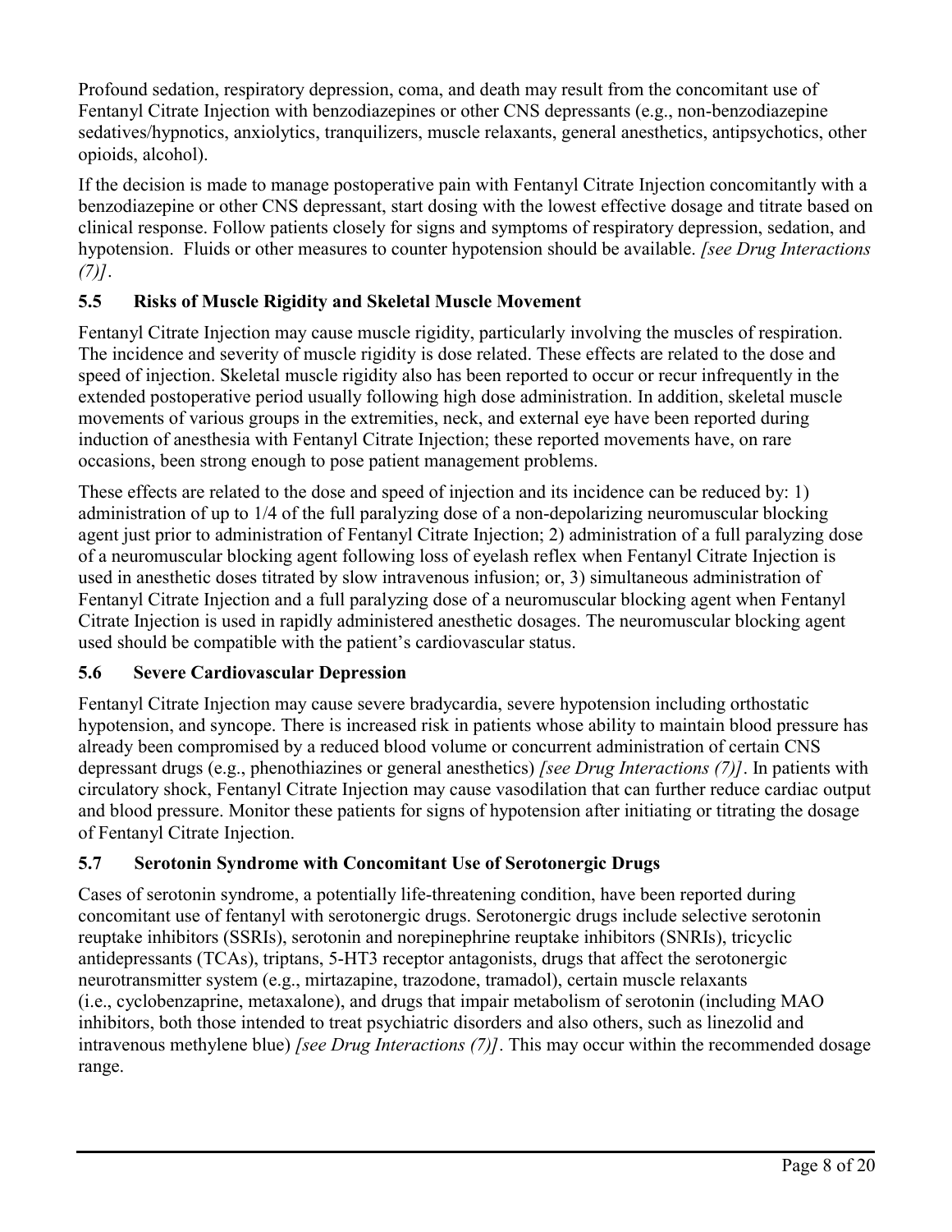Profound sedation, respiratory depression, coma, and death may result from the concomitant use of Fentanyl Citrate Injection with benzodiazepines or other CNS depressants (e.g., non-benzodiazepine sedatives/hypnotics, anxiolytics, tranquilizers, muscle relaxants, general anesthetics, antipsychotics, other opioids, alcohol).

If the decision is made to manage postoperative pain with Fentanyl Citrate Injection concomitantly with a benzodiazepine or other CNS depressant, start dosing with the lowest effective dosage and titrate based on clinical response. Follow patients closely for signs and symptoms of respiratory depression, sedation, and hypotension. Fluids or other measures to counter hypotension should be available. *[see Drug Interactions (7)]*.

### 5.5 Risks of Muscle Rigidity and Skeletal Muscle Movement

Fentanyl Citrate Injection may cause muscle rigidity, particularly involving the muscles of respiration. The incidence and severity of muscle rigidity is dose related. These effects are related to the dose and speed of injection. Skeletal muscle rigidity also has been reported to occur or recur infrequently in the extended postoperative period usually following high dose administration. In addition, skeletal muscle movements of various groups in the extremities, neck, and external eye have been reported during induction of anesthesia with Fentanyl Citrate Injection; these reported movements have, on rare occasions, been strong enough to pose patient management problems.

These effects are related to the dose and speed of injection and its incidence can be reduced by: 1) administration of up to 1/4 of the full paralyzing dose of a non-depolarizing neuromuscular blocking agent just prior to administration of Fentanyl Citrate Injection; 2) administration of a full paralyzing dose of a neuromuscular blocking agent following loss of eyelash reflex when Fentanyl Citrate Injection is used in anesthetic doses titrated by slow intravenous infusion; or, 3) simultaneous administration of Fentanyl Citrate Injection and a full paralyzing dose of a neuromuscular blocking agent when Fentanyl Citrate Injection is used in rapidly administered anesthetic dosages. The neuromuscular blocking agent used should be compatible with the patient's cardiovascular status.

### 5.6 Severe Cardiovascular Depression

Fentanyl Citrate Injection may cause severe bradycardia, severe hypotension including orthostatic hypotension, and syncope. There is increased risk in patients whose ability to maintain blood pressure has already been compromised by a reduced blood volume or concurrent administration of certain CNS depressant drugs (e.g., phenothiazines or general anesthetics) *[see Drug Interactions (7)]*. In patients with circulatory shock, Fentanyl Citrate Injection may cause vasodilation that can further reduce cardiac output and blood pressure. Monitor these patients for signs of hypotension after initiating or titrating the dosage of Fentanyl Citrate Injection.

### 5.7 Serotonin Syndrome with Concomitant Use of Serotonergic Drugs

Cases of serotonin syndrome, a potentially life-threatening condition, have been reported during concomitant use of fentanyl with serotonergic drugs. Serotonergic drugs include selective serotonin reuptake inhibitors (SSRIs), serotonin and norepinephrine reuptake inhibitors (SNRIs), tricyclic antidepressants (TCAs), triptans, 5-HT3 receptor antagonists, drugs that affect the serotonergic neurotransmitter system (e.g., mirtazapine, trazodone, tramadol), certain muscle relaxants (i.e., cyclobenzaprine, metaxalone), and drugs that impair metabolism of serotonin (including MAO inhibitors, both those intended to treat psychiatric disorders and also others, such as linezolid and intravenous methylene blue) *[see Drug Interactions (7)]*. This may occur within the recommended dosage range.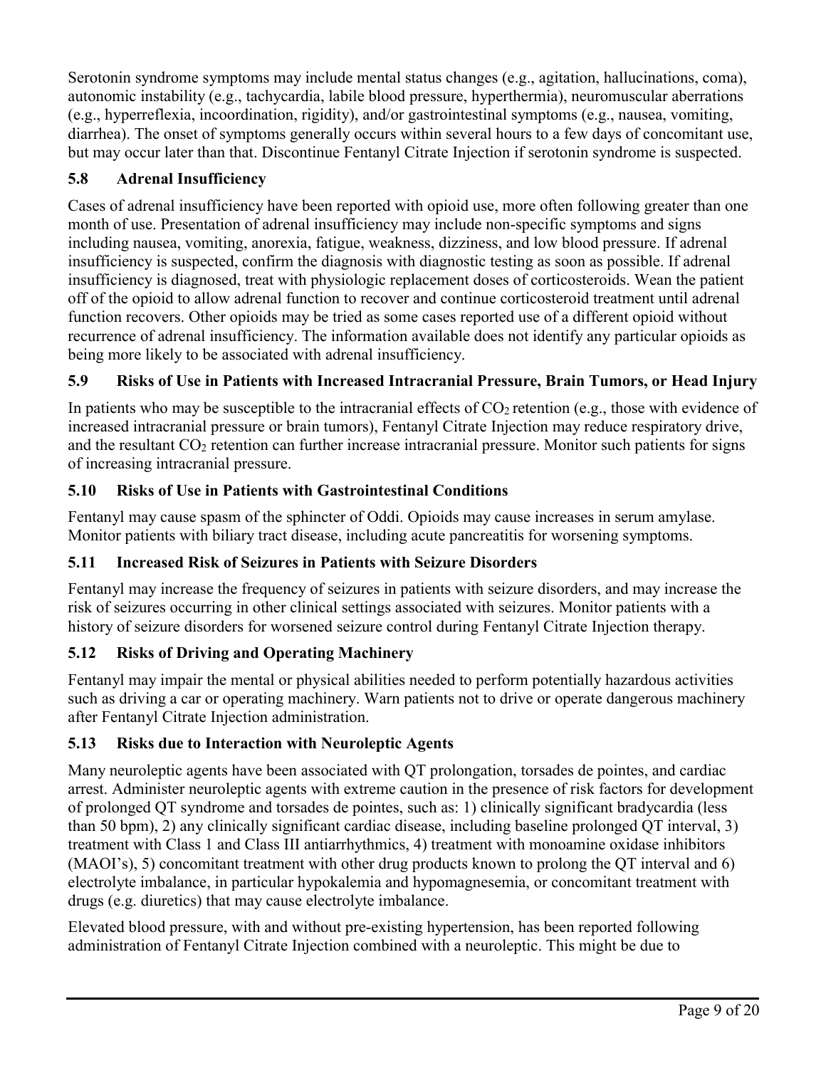Serotonin syndrome symptoms may include mental status changes (e.g., agitation, hallucinations, coma), autonomic instability (e.g., tachycardia, labile blood pressure, hyperthermia), neuromuscular aberrations (e.g., hyperreflexia, incoordination, rigidity), and/or gastrointestinal symptoms (e.g., nausea, vomiting, diarrhea). The onset of symptoms generally occurs within several hours to a few days of concomitant use, but may occur later than that. Discontinue Fentanyl Citrate Injection if serotonin syndrome is suspected.

### 5.8 Adrenal Insufficiency

Cases of adrenal insufficiency have been reported with opioid use, more often following greater than one month of use. Presentation of adrenal insufficiency may include non-specific symptoms and signs including nausea, vomiting, anorexia, fatigue, weakness, dizziness, and low blood pressure. If adrenal insufficiency is suspected, confirm the diagnosis with diagnostic testing as soon as possible. If adrenal insufficiency is diagnosed, treat with physiologic replacement doses of corticosteroids. Wean the patient off of the opioid to allow adrenal function to recover and continue corticosteroid treatment until adrenal function recovers. Other opioids may be tried as some cases reported use of a different opioid without recurrence of adrenal insufficiency. The information available does not identify any particular opioids as being more likely to be associated with adrenal insufficiency.

### 5.9 Risks of Use in Patients with Increased Intracranial Pressure, Brain Tumors, or Head Injury

In patients who may be susceptible to the intracranial effects of $CO_2$ retention (e.g., those with evidence of increased intracranial pressure or brain tumors), Fentanyl Citrate Injection may reduce respiratory drive, and the resultant $CO_2$ retention can further increase intracranial pressure. Monitor such patients for signs of increasing intracranial pressure.

### 5.10 Risks of Use in Patients with Gastrointestinal Conditions

Fentanyl may cause spasm of the sphincter of Oddi. Opioids may cause increases in serum amylase. Monitor patients with biliary tract disease, including acute pancreatitis for worsening symptoms.

### 5.11 Increased Risk of Seizures in Patients with Seizure Disorders

Fentanyl may increase the frequency of seizures in patients with seizure disorders, and may increase the risk of seizures occurring in other clinical settings associated with seizures. Monitor patients with a history of seizure disorders for worsened seizure control during Fentanyl Citrate Injection therapy.

### 5.12 Risks of Driving and Operating Machinery

Fentanyl may impair the mental or physical abilities needed to perform potentially hazardous activities such as driving a car or operating machinery. Warn patients not to drive or operate dangerous machinery after Fentanyl Citrate Injection administration.

### 5.13 Risks due to Interaction with Neuroleptic Agents

Many neuroleptic agents have been associated with QT prolongation, torsades de pointes, and cardiac arrest. Administer neuroleptic agents with extreme caution in the presence of risk factors for development of prolonged QT syndrome and torsades de pointes, such as: 1) clinically significant bradycardia (less than 50 bpm), 2) any clinically significant cardiac disease, including baseline prolonged QT interval, 3) treatment with Class 1 and Class III antiarrhythmics, 4) treatment with monoamine oxidase inhibitors (MAOI's), 5) concomitant treatment with other drug products known to prolong the QT interval and 6) electrolyte imbalance, in particular hypokalemia and hypomagnesemia, or concomitant treatment with drugs (e.g. diuretics) that may cause electrolyte imbalance.

Elevated blood pressure, with and without pre-existing hypertension, has been reported following administration of Fentanyl Citrate Injection combined with a neuroleptic. This might be due to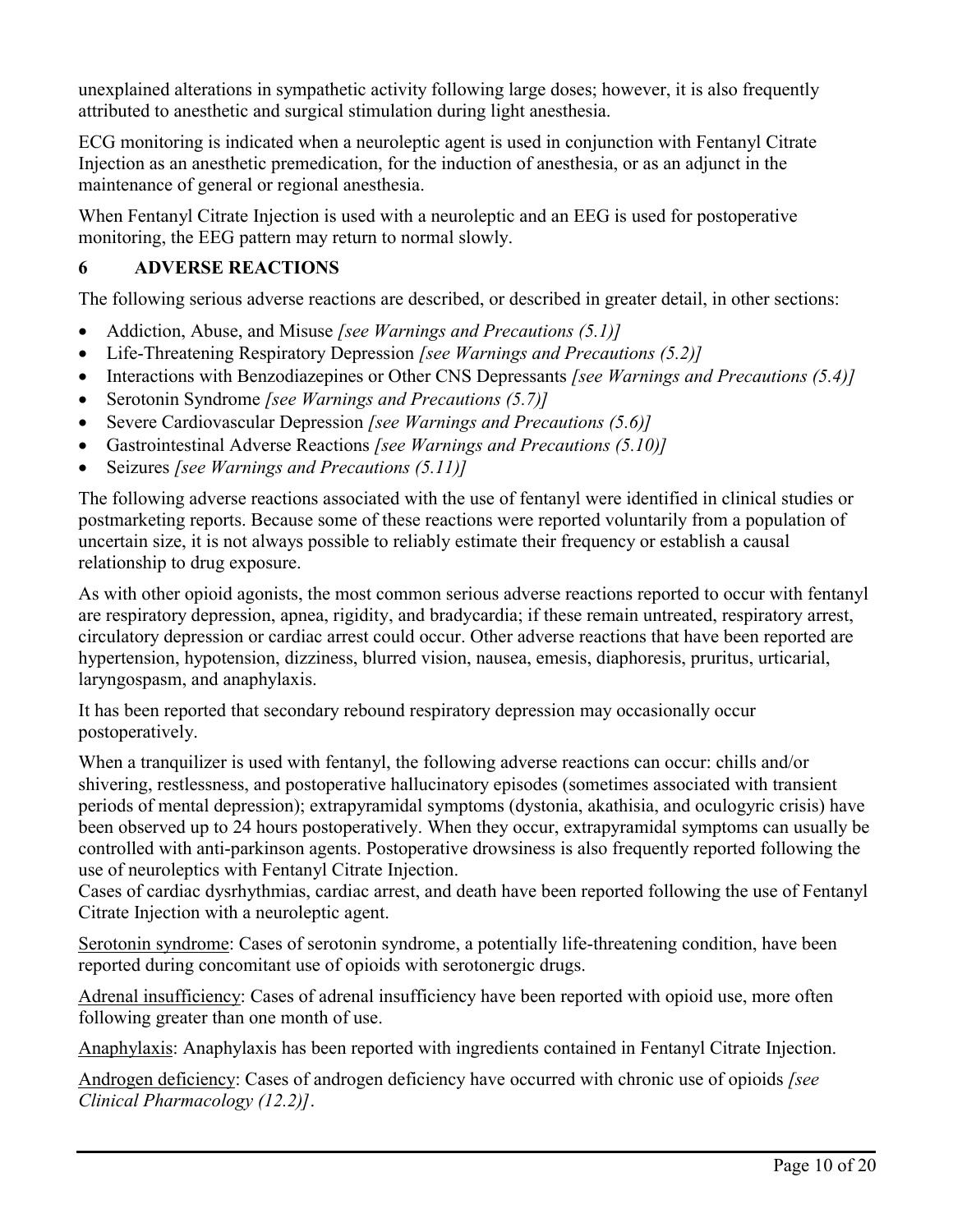unexplained alterations in sympathetic activity following large doses; however, it is also frequently attributed to anesthetic and surgical stimulation during light anesthesia.

ECG monitoring is indicated when a neuroleptic agent is used in conjunction with Fentanyl Citrate Injection as an anesthetic premedication, for the induction of anesthesia, or as an adjunct in the maintenance of general or regional anesthesia.

When Fentanyl Citrate Injection is used with a neuroleptic and an EEG is used for postoperative monitoring, the EEG pattern may return to normal slowly.

## 6 ADVERSE REACTIONS

The following serious adverse reactions are described, or described in greater detail, in other sections:

- Addiction, Abuse, and Misuse *[see Warnings and Precautions (5.1)]*
- Life-Threatening Respiratory Depression *[see Warnings and Precautions (5.2)]*
- Interactions with Benzodiazepines or Other CNS Depressants *[see Warnings and Precautions (5.4)]*
- Serotonin Syndrome *[see Warnings and Precautions (5.7)]*
- Severe Cardiovascular Depression *[see Warnings and Precautions (5.6)]*
- Gastrointestinal Adverse Reactions *[see Warnings and Precautions (5.10)]*
- Seizures *[see Warnings and Precautions (5.11)]*

The following adverse reactions associated with the use of fentanyl were identified in clinical studies or postmarketing reports. Because some of these reactions were reported voluntarily from a population of uncertain size, it is not always possible to reliably estimate their frequency or establish a causal relationship to drug exposure.

As with other opioid agonists, the most common serious adverse reactions reported to occur with fentanyl are respiratory depression, apnea, rigidity, and bradycardia; if these remain untreated, respiratory arrest, circulatory depression or cardiac arrest could occur. Other adverse reactions that have been reported are hypertension, hypotension, dizziness, blurred vision, nausea, emesis, diaphoresis, pruritus, urticarial, laryngospasm, and anaphylaxis.

It has been reported that secondary rebound respiratory depression may occasionally occur postoperatively.

When a tranquilizer is used with fentanyl, the following adverse reactions can occur: chills and/or shivering, restlessness, and postoperative hallucinatory episodes (sometimes associated with transient periods of mental depression); extrapyramidal symptoms (dystonia, akathisia, and oculogyric crisis) have been observed up to 24 hours postoperatively. When they occur, extrapyramidal symptoms can usually be controlled with anti-parkinson agents. Postoperative drowsiness is also frequently reported following the use of neuroleptics with Fentanyl Citrate Injection.
Cases of cardiac dysrhythmias, cardiac arrest, and death have been reported following the use of Fentanyl Citrate Injection with a neuroleptic agent.

Serotonin syndrome: Cases of serotonin syndrome, a potentially life-threatening condition, have been reported during concomitant use of opioids with serotonergic drugs.

Adrenal insufficiency: Cases of adrenal insufficiency have been reported with opioid use, more often following greater than one month of use.

Anaphylaxis: Anaphylaxis has been reported with ingredients contained in Fentanyl Citrate Injection.

Androgen deficiency: Cases of androgen deficiency have occurred with chronic use of opioids *[see Clinical Pharmacology (12.2)]*.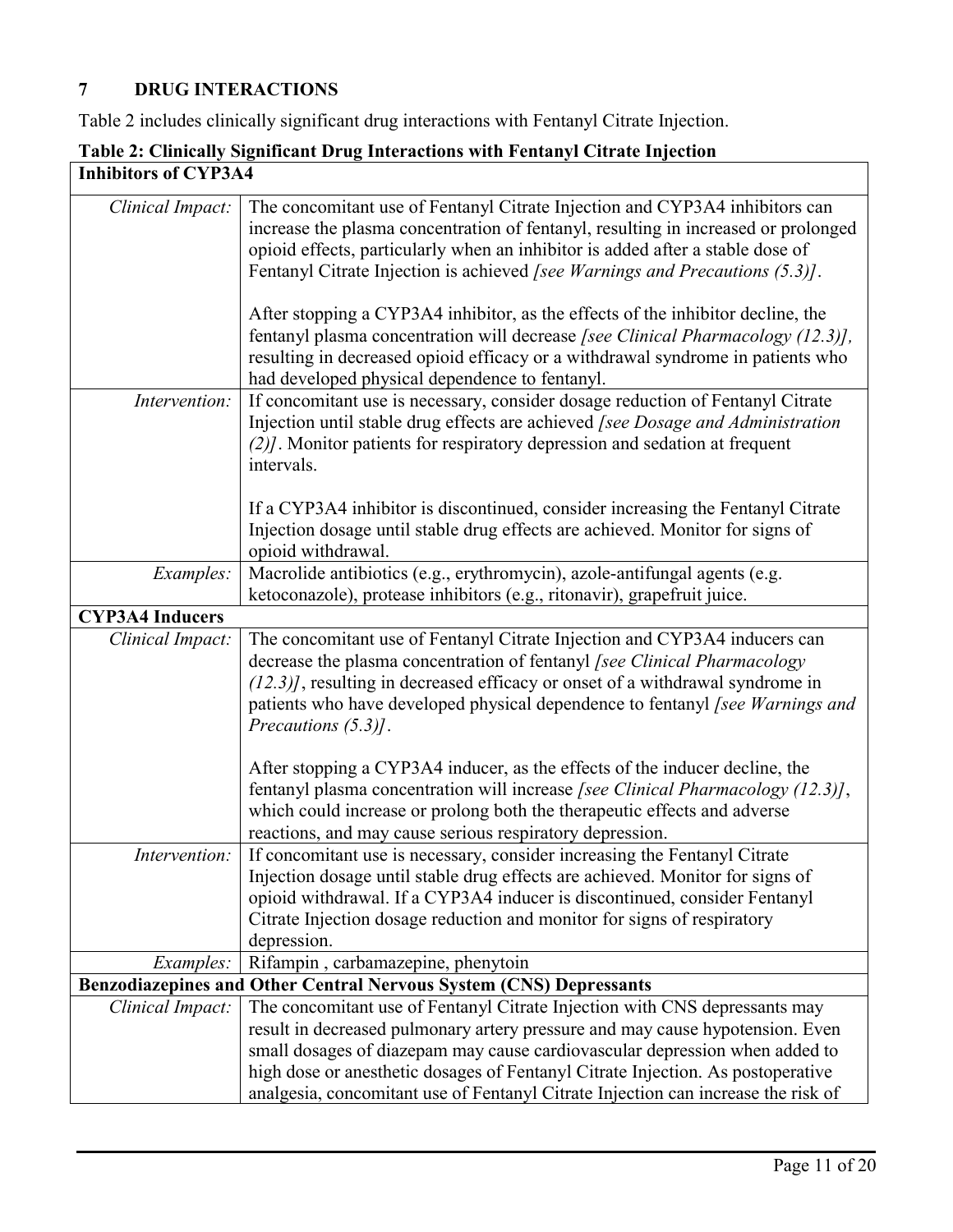## 7 DRUG INTERACTIONS

Table 2 includes clinically significant drug interactions with Fentanyl Citrate Injection.

**Table 2: Clinically Significant Drug Interactions with Fentanyl Citrate Injection**

| | |
|---|---|
| **Inhibitors of CYP3A4** | |
| *Clinical Impact:* | The concomitant use of Fentanyl Citrate Injection and CYP3A4 inhibitors can increase the plasma concentration of fentanyl, resulting in increased or prolonged opioid effects, particularly when an inhibitor is added after a stable dose of Fentanyl Citrate Injection is achieved *[see Warnings and Precautions (5.3)]*.<br><br>After stopping a CYP3A4 inhibitor, as the effects of the inhibitor decline, the fentanyl plasma concentration will decrease *[see Clinical Pharmacology (12.3)],* resulting in decreased opioid efficacy or a withdrawal syndrome in patients who had developed physical dependence to fentanyl. |
| *Intervention:* | If concomitant use is necessary, consider dosage reduction of Fentanyl Citrate Injection until stable drug effects are achieved *[see Dosage and Administration (2)]*. Monitor patients for respiratory depression and sedation at frequent intervals.<br><br>If a CYP3A4 inhibitor is discontinued, consider increasing the Fentanyl Citrate Injection dosage until stable drug effects are achieved. Monitor for signs of opioid withdrawal. |
| *Examples:* | Macrolide antibiotics (e.g., erythromycin), azole-antifungal agents (e.g. ketoconazole), protease inhibitors (e.g., ritonavir), grapefruit juice. |
| **CYP3A4 Inducers** | |
| *Clinical Impact:* | The concomitant use of Fentanyl Citrate Injection and CYP3A4 inducers can decrease the plasma concentration of fentanyl *[see Clinical Pharmacology (12.3)]*, resulting in decreased efficacy or onset of a withdrawal syndrome in patients who have developed physical dependence to fentanyl *[see Warnings and Precautions (5.3)]*.<br><br>After stopping a CYP3A4 inducer, as the effects of the inducer decline, the fentanyl plasma concentration will increase *[see Clinical Pharmacology (12.3)]*, which could increase or prolong both the therapeutic effects and adverse reactions, and may cause serious respiratory depression. |
| *Intervention:* | If concomitant use is necessary, consider increasing the Fentanyl Citrate Injection dosage until stable drug effects are achieved. Monitor for signs of opioid withdrawal. If a CYP3A4 inducer is discontinued, consider Fentanyl Citrate Injection dosage reduction and monitor for signs of respiratory depression. |
| *Examples:* | Rifampin , carbamazepine, phenytoin |
| **Benzodiazepines and Other Central Nervous System (CNS) Depressants** | |
| *Clinical Impact:* | The concomitant use of Fentanyl Citrate Injection with CNS depressants may result in decreased pulmonary artery pressure and may cause hypotension. Even small dosages of diazepam may cause cardiovascular depression when added to high dose or anesthetic dosages of Fentanyl Citrate Injection. As postoperative analgesia, concomitant use of Fentanyl Citrate Injection can increase the risk of |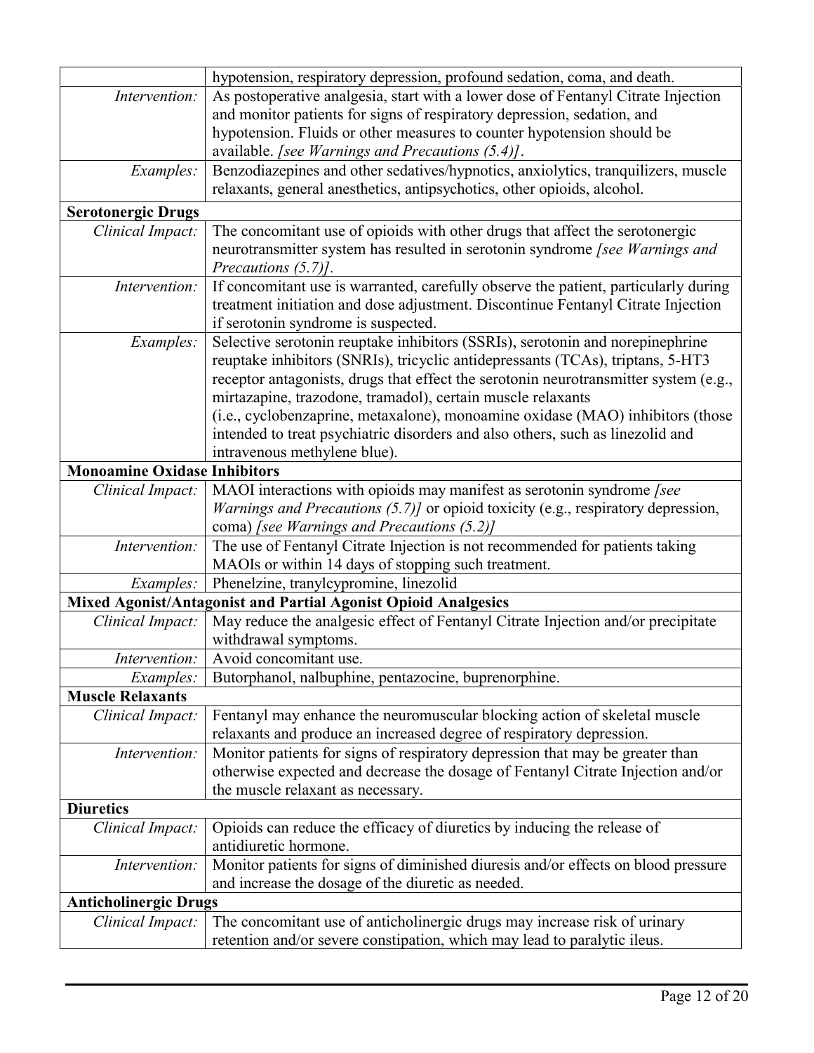| | |
|---|---|
| | hypotension, respiratory depression, profound sedation, coma, and death. |
| *Intervention:* | As postoperative analgesia, start with a lower dose of Fentanyl Citrate Injection and monitor patients for signs of respiratory depression, sedation, and hypotension. Fluids or other measures to counter hypotension should be available. *[see Warnings and Precautions (5.4)]*. |
| *Examples:* | Benzodiazepines and other sedatives/hypnotics, anxiolytics, tranquilizers, muscle relaxants, general anesthetics, antipsychotics, other opioids, alcohol. |
| **Serotonergic Drugs** | |
| *Clinical Impact:* | The concomitant use of opioids with other drugs that affect the serotonergic neurotransmitter system has resulted in serotonin syndrome *[see Warnings and Precautions (5.7)]*. |
| *Intervention:* | If concomitant use is warranted, carefully observe the patient, particularly during treatment initiation and dose adjustment. Discontinue Fentanyl Citrate Injection if serotonin syndrome is suspected. |
| *Examples:* | Selective serotonin reuptake inhibitors (SSRIs), serotonin and norepinephrine reuptake inhibitors (SNRIs), tricyclic antidepressants (TCAs), triptans, 5-HT3 receptor antagonists, drugs that effect the serotonin neurotransmitter system (e.g., mirtazapine, trazodone, tramadol), certain muscle relaxants (i.e., cyclobenzaprine, metaxalone), monoamine oxidase (MAO) inhibitors (those intended to treat psychiatric disorders and also others, such as linezolid and intravenous methylene blue). |
| **Monoamine Oxidase Inhibitors** | |
| *Clinical Impact:* | MAOI interactions with opioids may manifest as serotonin syndrome *[see Warnings and Precautions (5.7)]* or opioid toxicity (e.g., respiratory depression, coma) *[see Warnings and Precautions (5.2)]* |
| *Intervention:* | The use of Fentanyl Citrate Injection is not recommended for patients taking MAOIs or within 14 days of stopping such treatment. |
| *Examples:* | Phenelzine, tranylcypromine, linezolid |
| **Mixed Agonist/Antagonist and Partial Agonist Opioid Analgesics** | |
| *Clinical Impact:* | May reduce the analgesic effect of Fentanyl Citrate Injection and/or precipitate withdrawal symptoms. |
| *Intervention:* | Avoid concomitant use. |
| *Examples:* | Butorphanol, nalbuphine, pentazocine, buprenorphine. |
| **Muscle Relaxants** | |
| *Clinical Impact:* | Fentanyl may enhance the neuromuscular blocking action of skeletal muscle relaxants and produce an increased degree of respiratory depression. |
| *Intervention:* | Monitor patients for signs of respiratory depression that may be greater than otherwise expected and decrease the dosage of Fentanyl Citrate Injection and/or the muscle relaxant as necessary. |
| **Diuretics** | |
| *Clinical Impact:* | Opioids can reduce the efficacy of diuretics by inducing the release of antidiuretic hormone. |
| *Intervention:* | Monitor patients for signs of diminished diuresis and/or effects on blood pressure and increase the dosage of the diuretic as needed. |
| **Anticholinergic Drugs** | |
| *Clinical Impact:* | The concomitant use of anticholinergic drugs may increase risk of urinary retention and/or severe constipation, which may lead to paralytic ileus. |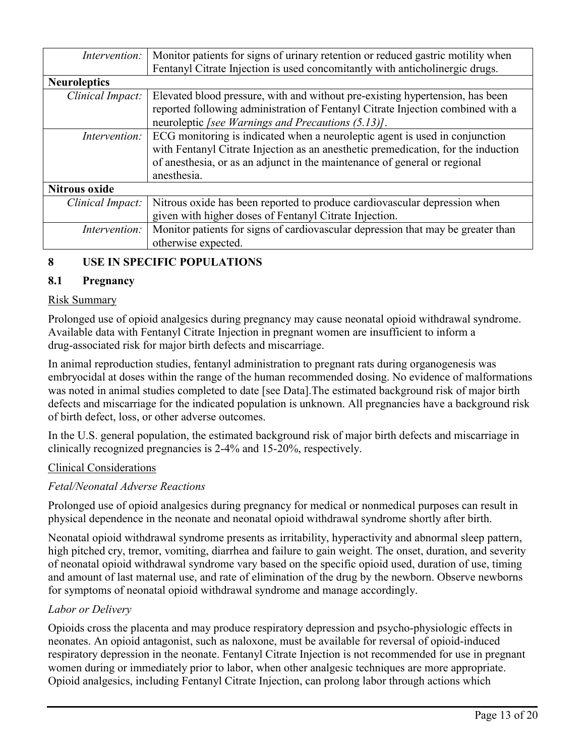| | |
|---|---|
| *Intervention:* | Monitor patients for signs of urinary retention or reduced gastric motility when Fentanyl Citrate Injection is used concomitantly with anticholinergic drugs. |
| **Neuroleptics** | |
| *Clinical Impact:* | Elevated blood pressure, with and without pre-existing hypertension, has been reported following administration of Fentanyl Citrate Injection combined with a neuroleptic *[see Warnings and Precautions (5.13)]*. |
| *Intervention:* | ECG monitoring is indicated when a neuroleptic agent is used in conjunction with Fentanyl Citrate Injection as an anesthetic premedication, for the induction of anesthesia, or as an adjunct in the maintenance of general or regional anesthesia. |
| **Nitrous oxide** | |
| *Clinical Impact:* | Nitrous oxide has been reported to produce cardiovascular depression when given with higher doses of Fentanyl Citrate Injection. |
| *Intervention:* | Monitor patients for signs of cardiovascular depression that may be greater than otherwise expected. |

## 8 USE IN SPECIFIC POPULATIONS

### 8.1 Pregnancy

Risk Summary

Prolonged use of opioid analgesics during pregnancy may cause neonatal opioid withdrawal syndrome. Available data with Fentanyl Citrate Injection in pregnant women are insufficient to inform a drug-associated risk for major birth defects and miscarriage.

In animal reproduction studies, fentanyl administration to pregnant rats during organogenesis was embryocidal at doses within the range of the human recommended dosing. No evidence of malformations was noted in animal studies completed to date [see Data].The estimated background risk of major birth defects and miscarriage for the indicated population is unknown. All pregnancies have a background risk of birth defect, loss, or other adverse outcomes.

In the U.S. general population, the estimated background risk of major birth defects and miscarriage in clinically recognized pregnancies is 2-4% and 15-20%, respectively.

Clinical Considerations

*Fetal/Neonatal Adverse Reactions*

Prolonged use of opioid analgesics during pregnancy for medical or nonmedical purposes can result in physical dependence in the neonate and neonatal opioid withdrawal syndrome shortly after birth.

Neonatal opioid withdrawal syndrome presents as irritability, hyperactivity and abnormal sleep pattern, high pitched cry, tremor, vomiting, diarrhea and failure to gain weight. The onset, duration, and severity of neonatal opioid withdrawal syndrome vary based on the specific opioid used, duration of use, timing and amount of last maternal use, and rate of elimination of the drug by the newborn. Observe newborns for symptoms of neonatal opioid withdrawal syndrome and manage accordingly.

*Labor or Delivery*

Opioids cross the placenta and may produce respiratory depression and psycho-physiologic effects in neonates. An opioid antagonist, such as naloxone, must be available for reversal of opioid-induced respiratory depression in the neonate. Fentanyl Citrate Injection is not recommended for use in pregnant women during or immediately prior to labor, when other analgesic techniques are more appropriate. Opioid analgesics, including Fentanyl Citrate Injection, can prolong labor through actions which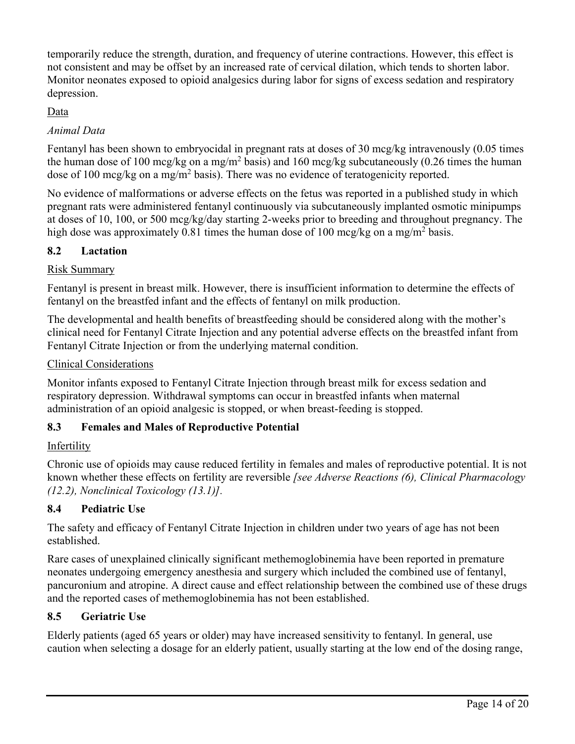temporarily reduce the strength, duration, and frequency of uterine contractions. However, this effect is not consistent and may be offset by an increased rate of cervical dilation, which tends to shorten labor. Monitor neonates exposed to opioid analgesics during labor for signs of excess sedation and respiratory depression.

Data

*Animal Data*

Fentanyl has been shown to embryocidal in pregnant rats at doses of 30 mcg/kg intravenously (0.05 times the human dose of 100 mcg/kg on a mg/m$^2$ basis) and 160 mcg/kg subcutaneously (0.26 times the human dose of 100 mcg/kg on a mg/m$^2$ basis). There was no evidence of teratogenicity reported.

No evidence of malformations or adverse effects on the fetus was reported in a published study in which pregnant rats were administered fentanyl continuously via subcutaneously implanted osmotic minipumps at doses of 10, 100, or 500 mcg/kg/day starting 2-weeks prior to breeding and throughout pregnancy. The high dose was approximately 0.81 times the human dose of 100 mcg/kg on a mg/m$^2$ basis.

## 8.2 Lactation

Risk Summary

Fentanyl is present in breast milk. However, there is insufficient information to determine the effects of fentanyl on the breastfed infant and the effects of fentanyl on milk production.

The developmental and health benefits of breastfeeding should be considered along with the mother's clinical need for Fentanyl Citrate Injection and any potential adverse effects on the breastfed infant from Fentanyl Citrate Injection or from the underlying maternal condition.

Clinical Considerations

Monitor infants exposed to Fentanyl Citrate Injection through breast milk for excess sedation and respiratory depression. Withdrawal symptoms can occur in breastfed infants when maternal administration of an opioid analgesic is stopped, or when breast-feeding is stopped.

## 8.3 Females and Males of Reproductive Potential

Infertility

Chronic use of opioids may cause reduced fertility in females and males of reproductive potential. It is not known whether these effects on fertility are reversible *[see Adverse Reactions (6), Clinical Pharmacology (12.2), Nonclinical Toxicology (13.1)]*.

## 8.4 Pediatric Use

The safety and efficacy of Fentanyl Citrate Injection in children under two years of age has not been established.

Rare cases of unexplained clinically significant methemoglobinemia have been reported in premature neonates undergoing emergency anesthesia and surgery which included the combined use of fentanyl, pancuronium and atropine. A direct cause and effect relationship between the combined use of these drugs and the reported cases of methemoglobinemia has not been established.

## 8.5 Geriatric Use

Elderly patients (aged 65 years or older) may have increased sensitivity to fentanyl. In general, use caution when selecting a dosage for an elderly patient, usually starting at the low end of the dosing range,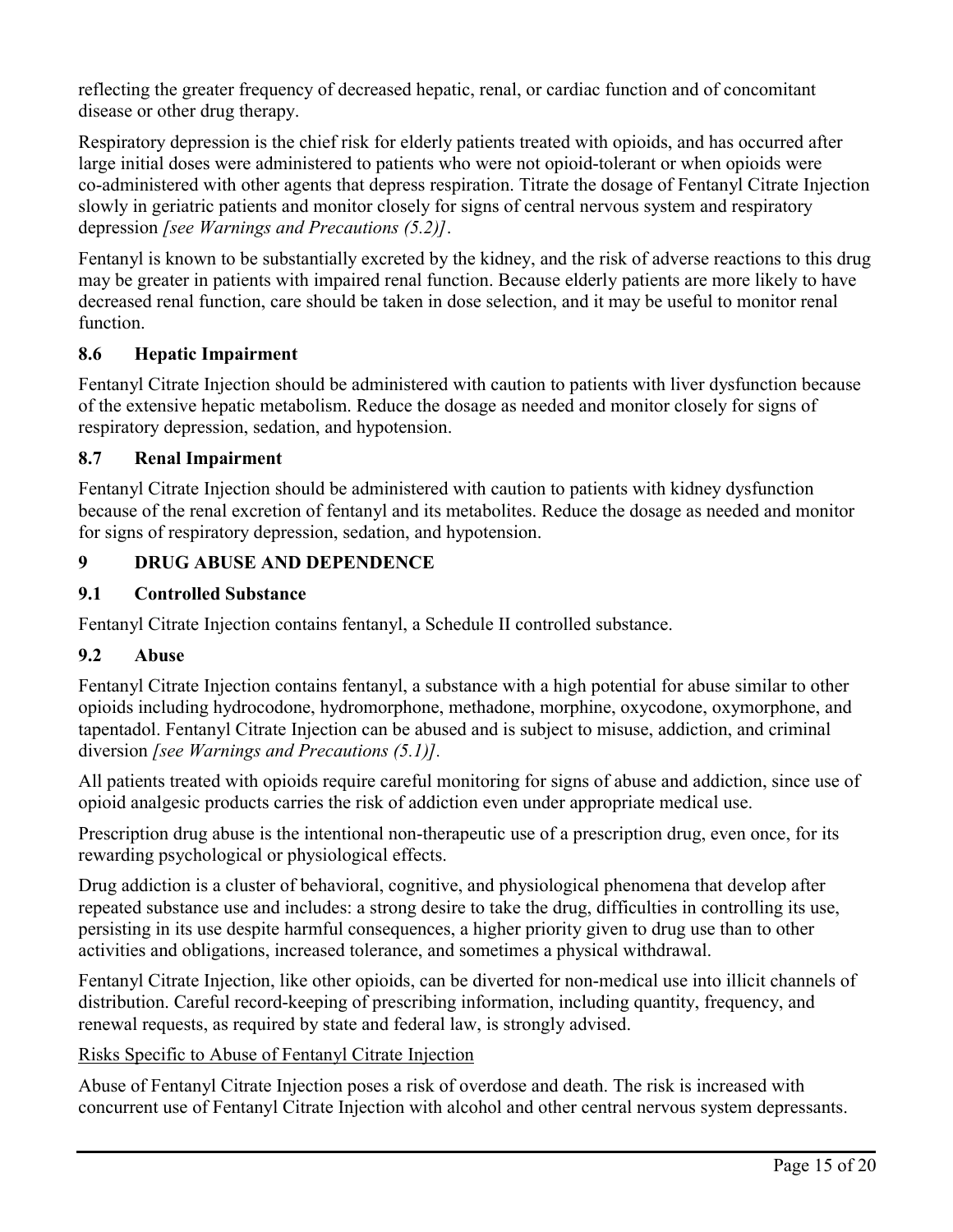reflecting the greater frequency of decreased hepatic, renal, or cardiac function and of concomitant disease or other drug therapy.

Respiratory depression is the chief risk for elderly patients treated with opioids, and has occurred after large initial doses were administered to patients who were not opioid-tolerant or when opioids were co-administered with other agents that depress respiration. Titrate the dosage of Fentanyl Citrate Injection slowly in geriatric patients and monitor closely for signs of central nervous system and respiratory depression *[see Warnings and Precautions (5.2)]*.

Fentanyl is known to be substantially excreted by the kidney, and the risk of adverse reactions to this drug may be greater in patients with impaired renal function. Because elderly patients are more likely to have decreased renal function, care should be taken in dose selection, and it may be useful to monitor renal function.

### 8.6 Hepatic Impairment

Fentanyl Citrate Injection should be administered with caution to patients with liver dysfunction because of the extensive hepatic metabolism. Reduce the dosage as needed and monitor closely for signs of respiratory depression, sedation, and hypotension.

### 8.7 Renal Impairment

Fentanyl Citrate Injection should be administered with caution to patients with kidney dysfunction because of the renal excretion of fentanyl and its metabolites. Reduce the dosage as needed and monitor for signs of respiratory depression, sedation, and hypotension.

## 9 DRUG ABUSE AND DEPENDENCE

### 9.1 Controlled Substance

Fentanyl Citrate Injection contains fentanyl, a Schedule II controlled substance.

### 9.2 Abuse

Fentanyl Citrate Injection contains fentanyl, a substance with a high potential for abuse similar to other opioids including hydrocodone, hydromorphone, methadone, morphine, oxycodone, oxymorphone, and tapentadol. Fentanyl Citrate Injection can be abused and is subject to misuse, addiction, and criminal diversion *[see Warnings and Precautions (5.1)].*

All patients treated with opioids require careful monitoring for signs of abuse and addiction, since use of opioid analgesic products carries the risk of addiction even under appropriate medical use.

Prescription drug abuse is the intentional non-therapeutic use of a prescription drug, even once, for its rewarding psychological or physiological effects.

Drug addiction is a cluster of behavioral, cognitive, and physiological phenomena that develop after repeated substance use and includes: a strong desire to take the drug, difficulties in controlling its use, persisting in its use despite harmful consequences, a higher priority given to drug use than to other activities and obligations, increased tolerance, and sometimes a physical withdrawal.

Fentanyl Citrate Injection, like other opioids, can be diverted for non-medical use into illicit channels of distribution. Careful record-keeping of prescribing information, including quantity, frequency, and renewal requests, as required by state and federal law, is strongly advised.

<u>Risks Specific to Abuse of Fentanyl Citrate Injection</u>

Abuse of Fentanyl Citrate Injection poses a risk of overdose and death. The risk is increased with concurrent use of Fentanyl Citrate Injection with alcohol and other central nervous system depressants.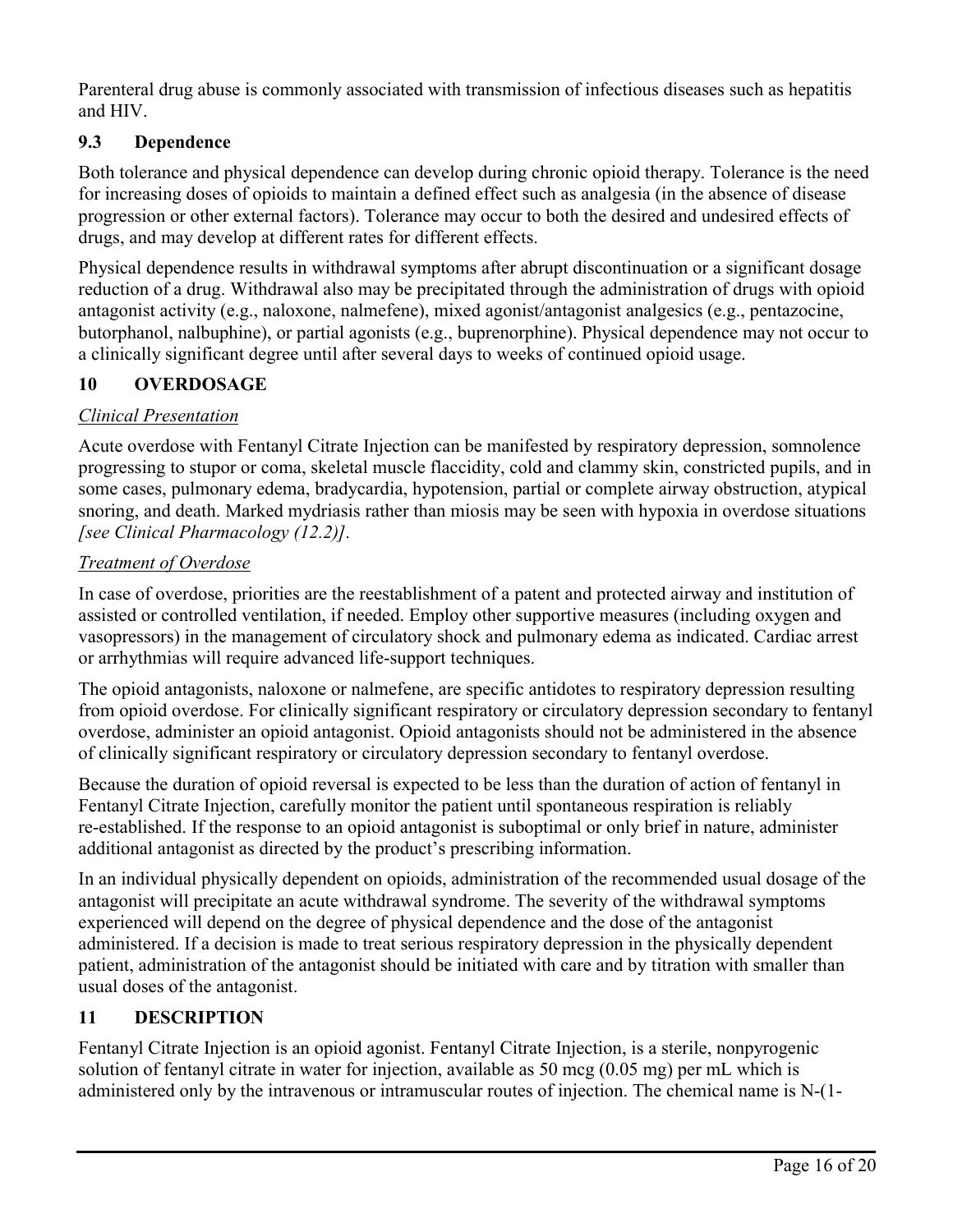Parenteral drug abuse is commonly associated with transmission of infectious diseases such as hepatitis and HIV.

### 9.3 Dependence

Both tolerance and physical dependence can develop during chronic opioid therapy. Tolerance is the need for increasing doses of opioids to maintain a defined effect such as analgesia (in the absence of disease progression or other external factors). Tolerance may occur to both the desired and undesired effects of drugs, and may develop at different rates for different effects.

Physical dependence results in withdrawal symptoms after abrupt discontinuation or a significant dosage reduction of a drug. Withdrawal also may be precipitated through the administration of drugs with opioid antagonist activity (e.g., naloxone, nalmefene), mixed agonist/antagonist analgesics (e.g., pentazocine, butorphanol, nalbuphine), or partial agonists (e.g., buprenorphine). Physical dependence may not occur to a clinically significant degree until after several days to weeks of continued opioid usage.

## 10 OVERDOSAGE

*Clinical Presentation*

Acute overdose with Fentanyl Citrate Injection can be manifested by respiratory depression, somnolence progressing to stupor or coma, skeletal muscle flaccidity, cold and clammy skin, constricted pupils, and in some cases, pulmonary edema, bradycardia, hypotension, partial or complete airway obstruction, atypical snoring, and death. Marked mydriasis rather than miosis may be seen with hypoxia in overdose situations *[see Clinical Pharmacology (12.2)]*.

*Treatment of Overdose*

In case of overdose, priorities are the reestablishment of a patent and protected airway and institution of assisted or controlled ventilation, if needed. Employ other supportive measures (including oxygen and vasopressors) in the management of circulatory shock and pulmonary edema as indicated. Cardiac arrest or arrhythmias will require advanced life-support techniques.

The opioid antagonists, naloxone or nalmefene, are specific antidotes to respiratory depression resulting from opioid overdose. For clinically significant respiratory or circulatory depression secondary to fentanyl overdose, administer an opioid antagonist. Opioid antagonists should not be administered in the absence of clinically significant respiratory or circulatory depression secondary to fentanyl overdose.

Because the duration of opioid reversal is expected to be less than the duration of action of fentanyl in Fentanyl Citrate Injection, carefully monitor the patient until spontaneous respiration is reliably re-established. If the response to an opioid antagonist is suboptimal or only brief in nature, administer additional antagonist as directed by the product's prescribing information.

In an individual physically dependent on opioids, administration of the recommended usual dosage of the antagonist will precipitate an acute withdrawal syndrome. The severity of the withdrawal symptoms experienced will depend on the degree of physical dependence and the dose of the antagonist administered. If a decision is made to treat serious respiratory depression in the physically dependent patient, administration of the antagonist should be initiated with care and by titration with smaller than usual doses of the antagonist.

## 11 DESCRIPTION

Fentanyl Citrate Injection is an opioid agonist. Fentanyl Citrate Injection, is a sterile, nonpyrogenic solution of fentanyl citrate in water for injection, available as 50 mcg (0.05 mg) per mL which is administered only by the intravenous or intramuscular routes of injection. The chemical name is N-(1-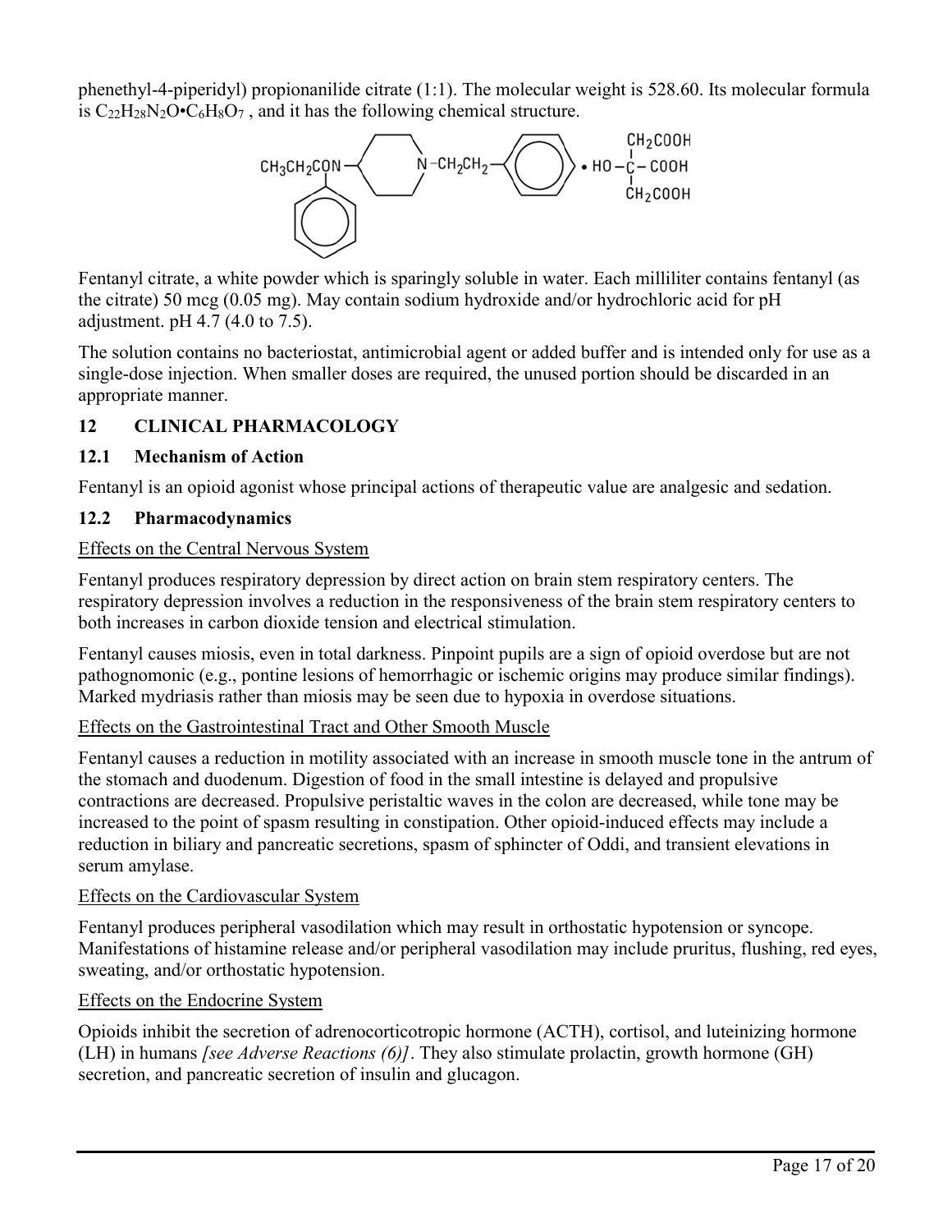phenethyl-4-piperidyl) propionanilide citrate (1:1). The molecular weight is 528.60. Its molecular formula is $C_{22}H_{28}N_2O \cdot C_6H_8O_7$ , and it has the following chemical structure.

Fentanyl citrate, a white powder which is sparingly soluble in water. Each milliliter contains fentanyl (as the citrate) 50 mcg (0.05 mg). May contain sodium hydroxide and/or hydrochloric acid for pH adjustment. pH 4.7 (4.0 to 7.5).

The solution contains no bacteriostat, antimicrobial agent or added buffer and is intended only for use as a single-dose injection. When smaller doses are required, the unused portion should be discarded in an appropriate manner.

## 12 CLINICAL PHARMACOLOGY

### 12.1 Mechanism of Action

Fentanyl is an opioid agonist whose principal actions of therapeutic value are analgesic and sedation.

### 12.2 Pharmacodynamics

Effects on the Central Nervous System

Fentanyl produces respiratory depression by direct action on brain stem respiratory centers. The respiratory depression involves a reduction in the responsiveness of the brain stem respiratory centers to both increases in carbon dioxide tension and electrical stimulation.

Fentanyl causes miosis, even in total darkness. Pinpoint pupils are a sign of opioid overdose but are not pathognomonic (e.g., pontine lesions of hemorrhagic or ischemic origins may produce similar findings). Marked mydriasis rather than miosis may be seen due to hypoxia in overdose situations.

Effects on the Gastrointestinal Tract and Other Smooth Muscle

Fentanyl causes a reduction in motility associated with an increase in smooth muscle tone in the antrum of the stomach and duodenum. Digestion of food in the small intestine is delayed and propulsive contractions are decreased. Propulsive peristaltic waves in the colon are decreased, while tone may be increased to the point of spasm resulting in constipation. Other opioid-induced effects may include a reduction in biliary and pancreatic secretions, spasm of sphincter of Oddi, and transient elevations in serum amylase.

Effects on the Cardiovascular System

Fentanyl produces peripheral vasodilation which may result in orthostatic hypotension or syncope. Manifestations of histamine release and/or peripheral vasodilation may include pruritus, flushing, red eyes, sweating, and/or orthostatic hypotension.

Effects on the Endocrine System

Opioids inhibit the secretion of adrenocorticotropic hormone (ACTH), cortisol, and luteinizing hormone (LH) in humans *[see Adverse Reactions (6)]*. They also stimulate prolactin, growth hormone (GH) secretion, and pancreatic secretion of insulin and glucagon.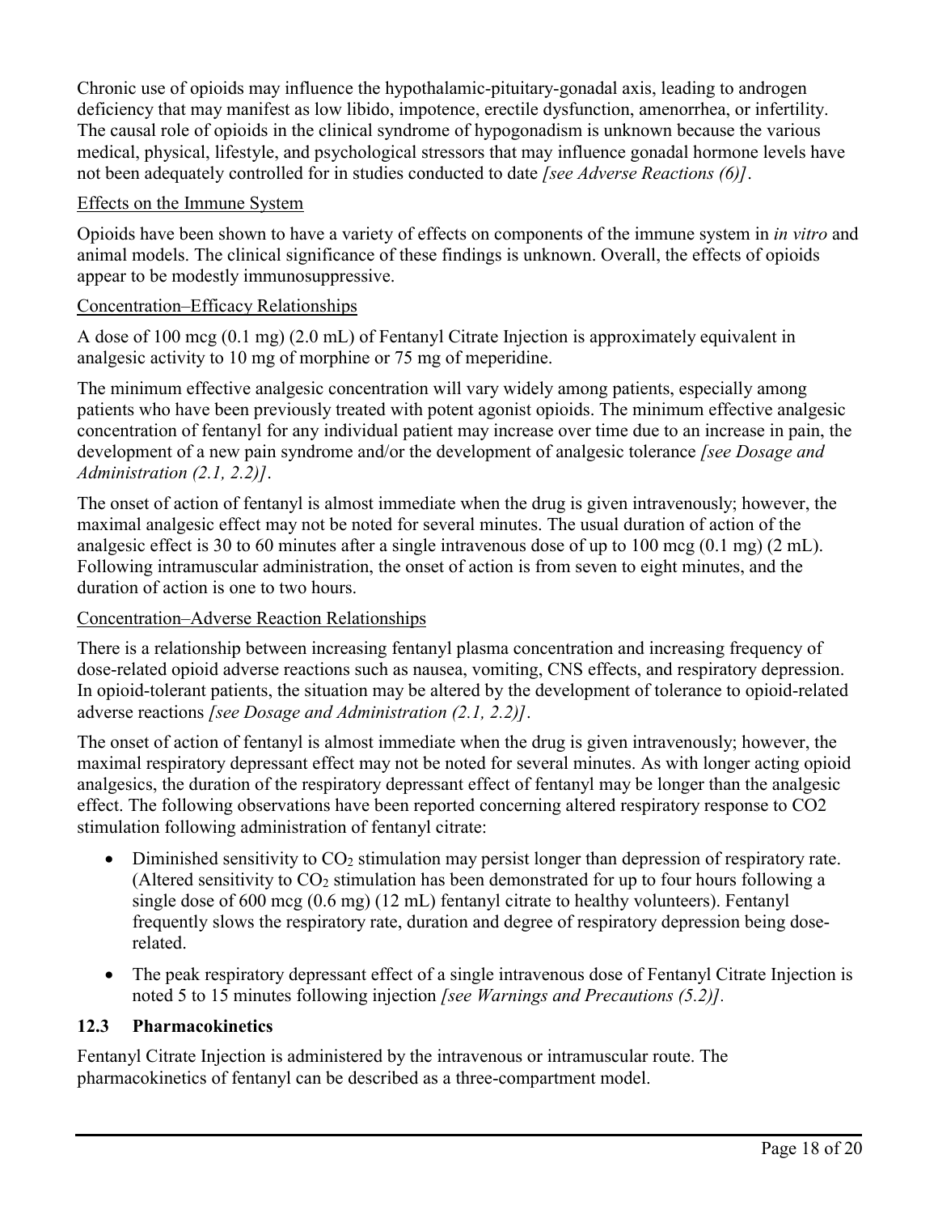Chronic use of opioids may influence the hypothalamic-pituitary-gonadal axis, leading to androgen deficiency that may manifest as low libido, impotence, erectile dysfunction, amenorrhea, or infertility. The causal role of opioids in the clinical syndrome of hypogonadism is unknown because the various medical, physical, lifestyle, and psychological stressors that may influence gonadal hormone levels have not been adequately controlled for in studies conducted to date *[see Adverse Reactions (6)]*.

Effects on the Immune System

Opioids have been shown to have a variety of effects on components of the immune system in *in vitro* and animal models. The clinical significance of these findings is unknown. Overall, the effects of opioids appear to be modestly immunosuppressive.

Concentration–Efficacy Relationships

A dose of 100 mcg (0.1 mg) (2.0 mL) of Fentanyl Citrate Injection is approximately equivalent in analgesic activity to 10 mg of morphine or 75 mg of meperidine.

The minimum effective analgesic concentration will vary widely among patients, especially among patients who have been previously treated with potent agonist opioids. The minimum effective analgesic concentration of fentanyl for any individual patient may increase over time due to an increase in pain, the development of a new pain syndrome and/or the development of analgesic tolerance *[see Dosage and Administration (2.1, 2.2)]*.

The onset of action of fentanyl is almost immediate when the drug is given intravenously; however, the maximal analgesic effect may not be noted for several minutes. The usual duration of action of the analgesic effect is 30 to 60 minutes after a single intravenous dose of up to 100 mcg (0.1 mg) (2 mL). Following intramuscular administration, the onset of action is from seven to eight minutes, and the duration of action is one to two hours.

Concentration–Adverse Reaction Relationships

There is a relationship between increasing fentanyl plasma concentration and increasing frequency of dose-related opioid adverse reactions such as nausea, vomiting, CNS effects, and respiratory depression. In opioid-tolerant patients, the situation may be altered by the development of tolerance to opioid-related adverse reactions *[see Dosage and Administration (2.1, 2.2)]*.

The onset of action of fentanyl is almost immediate when the drug is given intravenously; however, the maximal respiratory depressant effect may not be noted for several minutes. As with longer acting opioid analgesics, the duration of the respiratory depressant effect of fentanyl may be longer than the analgesic effect. The following observations have been reported concerning altered respiratory response to CO2 stimulation following administration of fentanyl citrate:

- Diminished sensitivity to $CO_2$ stimulation may persist longer than depression of respiratory rate. (Altered sensitivity to $CO_2$ stimulation has been demonstrated for up to four hours following a single dose of 600 mcg (0.6 mg) (12 mL) fentanyl citrate to healthy volunteers). Fentanyl frequently slows the respiratory rate, duration and degree of respiratory depression being dose-related.
- The peak respiratory depressant effect of a single intravenous dose of Fentanyl Citrate Injection is noted 5 to 15 minutes following injection *[see Warnings and Precautions (5.2)].*

### 12.3 Pharmacokinetics

Fentanyl Citrate Injection is administered by the intravenous or intramuscular route. The pharmacokinetics of fentanyl can be described as a three-compartment model.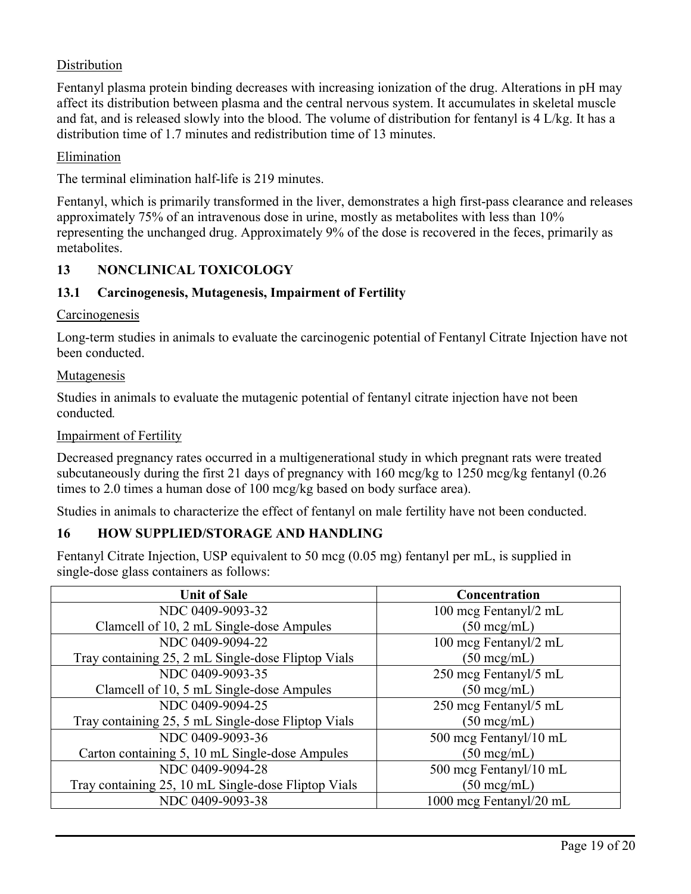Distribution

Fentanyl plasma protein binding decreases with increasing ionization of the drug. Alterations in pH may affect its distribution between plasma and the central nervous system. It accumulates in skeletal muscle and fat, and is released slowly into the blood. The volume of distribution for fentanyl is 4 L/kg. It has a distribution time of 1.7 minutes and redistribution time of 13 minutes.

Elimination

The terminal elimination half-life is 219 minutes.

Fentanyl, which is primarily transformed in the liver, demonstrates a high first-pass clearance and releases approximately 75% of an intravenous dose in urine, mostly as metabolites with less than 10% representing the unchanged drug. Approximately 9% of the dose is recovered in the feces, primarily as metabolites.

## 13 NONCLINICAL TOXICOLOGY

### 13.1 Carcinogenesis, Mutagenesis, Impairment of Fertility

Carcinogenesis

Long-term studies in animals to evaluate the carcinogenic potential of Fentanyl Citrate Injection have not been conducted.

Mutagenesis

Studies in animals to evaluate the mutagenic potential of fentanyl citrate injection have not been conducted.

Impairment of Fertility

Decreased pregnancy rates occurred in a multigenerational study in which pregnant rats were treated subcutaneously during the first 21 days of pregnancy with 160 mcg/kg to 1250 mcg/kg fentanyl (0.26 times to 2.0 times a human dose of 100 mcg/kg based on body surface area).

Studies in animals to characterize the effect of fentanyl on male fertility have not been conducted.

## 16 HOW SUPPLIED/STORAGE AND HANDLING

Fentanyl Citrate Injection, USP equivalent to 50 mcg (0.05 mg) fentanyl per mL, is supplied in single-dose glass containers as follows:

| Unit of Sale | Concentration |
|---|---|
| NDC 0409-9093-32<br>Clamcell of 10, 2 mL Single-dose Ampules | 100 mcg Fentanyl/2 mL<br>(50 mcg/mL) |
| NDC 0409-9094-22<br>Tray containing 25, 2 mL Single-dose Fliptop Vials | 100 mcg Fentanyl/2 mL<br>(50 mcg/mL) |
| NDC 0409-9093-35<br>Clamcell of 10, 5 mL Single-dose Ampules | 250 mcg Fentanyl/5 mL<br>(50 mcg/mL) |
| NDC 0409-9094-25<br>Tray containing 25, 5 mL Single-dose Fliptop Vials | 250 mcg Fentanyl/5 mL<br>(50 mcg/mL) |
| NDC 0409-9093-36<br>Carton containing 5, 10 mL Single-dose Ampules | 500 mcg Fentanyl/10 mL<br>(50 mcg/mL) |
| NDC 0409-9094-28<br>Tray containing 25, 10 mL Single-dose Fliptop Vials | 500 mcg Fentanyl/10 mL<br>(50 mcg/mL) |
| NDC 0409-9093-38 | 1000 mcg Fentanyl/20 mL |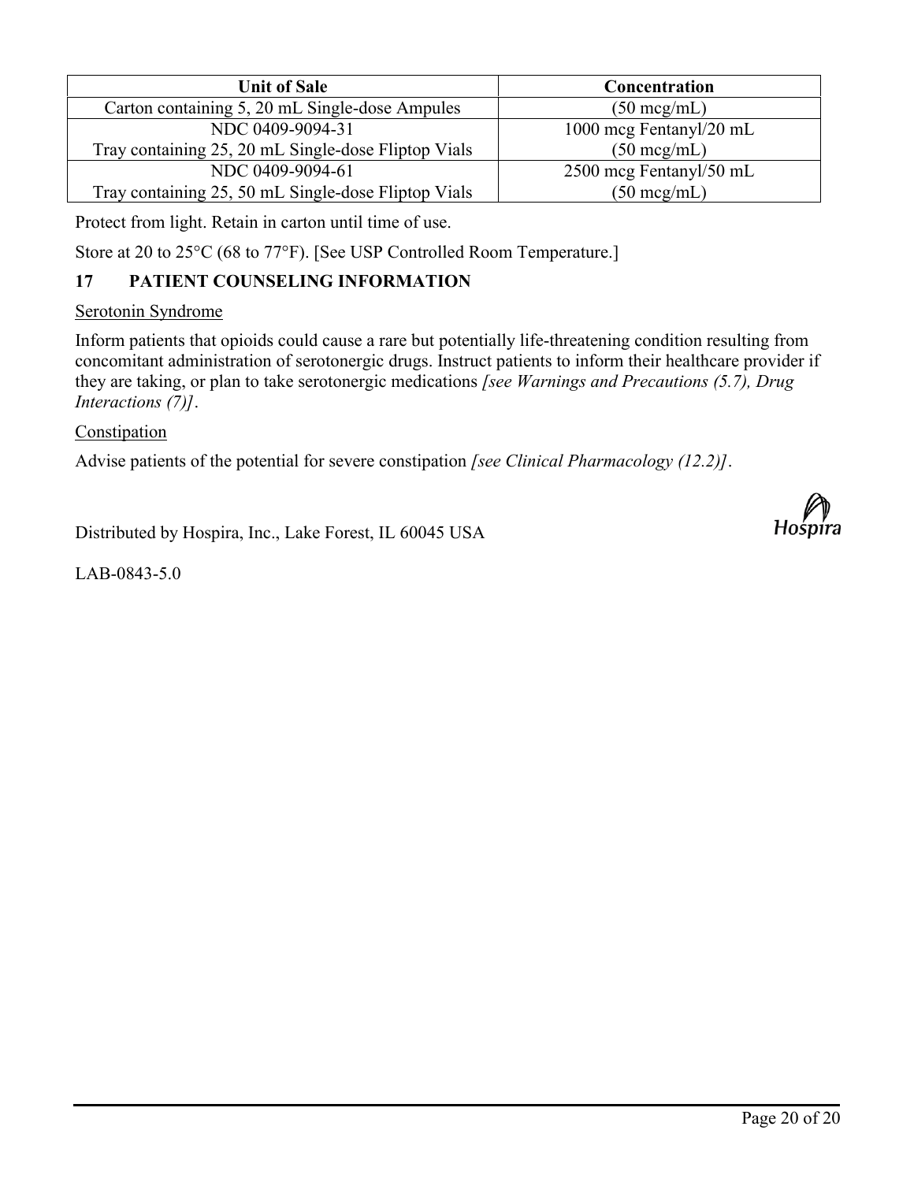| Unit of Sale | Concentration |
| --- | --- |
| Carton containing 5, 20 mL Single-dose Ampules | (50 mcg/mL) |
| NDC 0409-9094-31<br>Tray containing 25, 20 mL Single-dose Fliptop Vials | 1000 mcg Fentanyl/20 mL<br>(50 mcg/mL) |
| NDC 0409-9094-61<br>Tray containing 25, 50 mL Single-dose Fliptop Vials | 2500 mcg Fentanyl/50 mL<br>(50 mcg/mL) |

Protect from light. Retain in carton until time of use.

Store at 20 to 25°C (68 to 77°F). [See USP Controlled Room Temperature.]

## 17 PATIENT COUNSELING INFORMATION

Serotonin Syndrome

Inform patients that opioids could cause a rare but potentially life-threatening condition resulting from concomitant administration of serotonergic drugs. Instruct patients to inform their healthcare provider if they are taking, or plan to take serotonergic medications *[see Warnings and Precautions (5.7), Drug Interactions (7)]*.

Constipation

Advise patients of the potential for severe constipation *[see Clinical Pharmacology (12.2)]*.

Distributed by Hospira, Inc., Lake Forest, IL 60045 USA

Hospira

LAB-0843-5.0